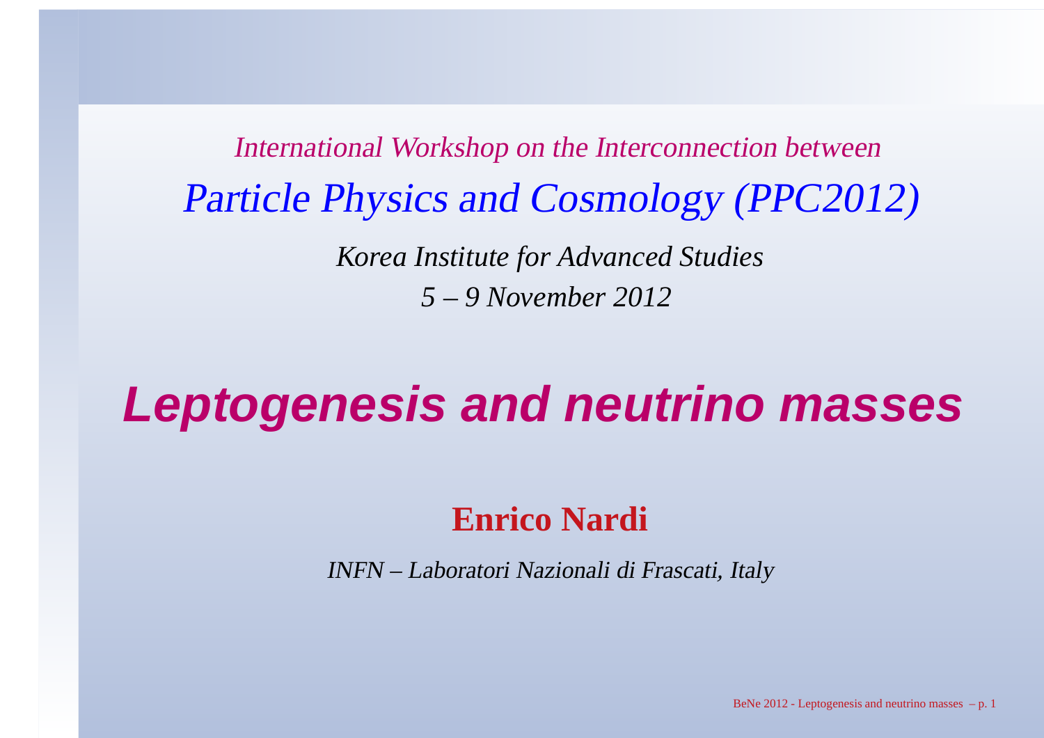*International Workshop on the Interconnection between*

*Particle Physics and Cosmology (PPC2012)*

*Korea Institute for Advanced Studies*

*5 – 9 November 2012*

# *Leptogenesis and neutrino masses*

**Enrico Nardi**

*INFN – Laboratori Nazionali di Frascati, Italy*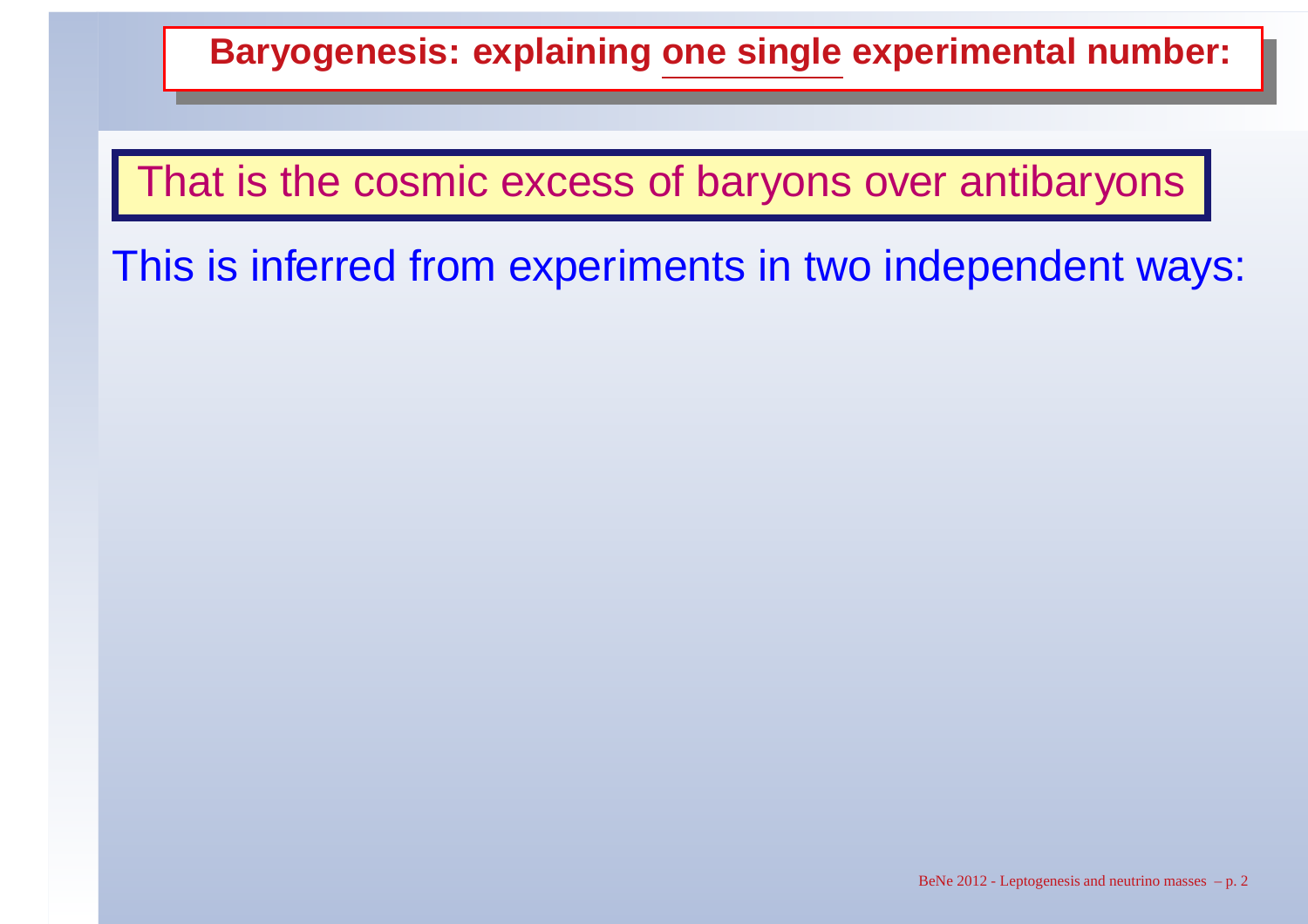## Baryogenesis: explaining one single experimental number:

That is the cosmic excess of baryons over antibaryons

This is inferred from experiments in two independent ways: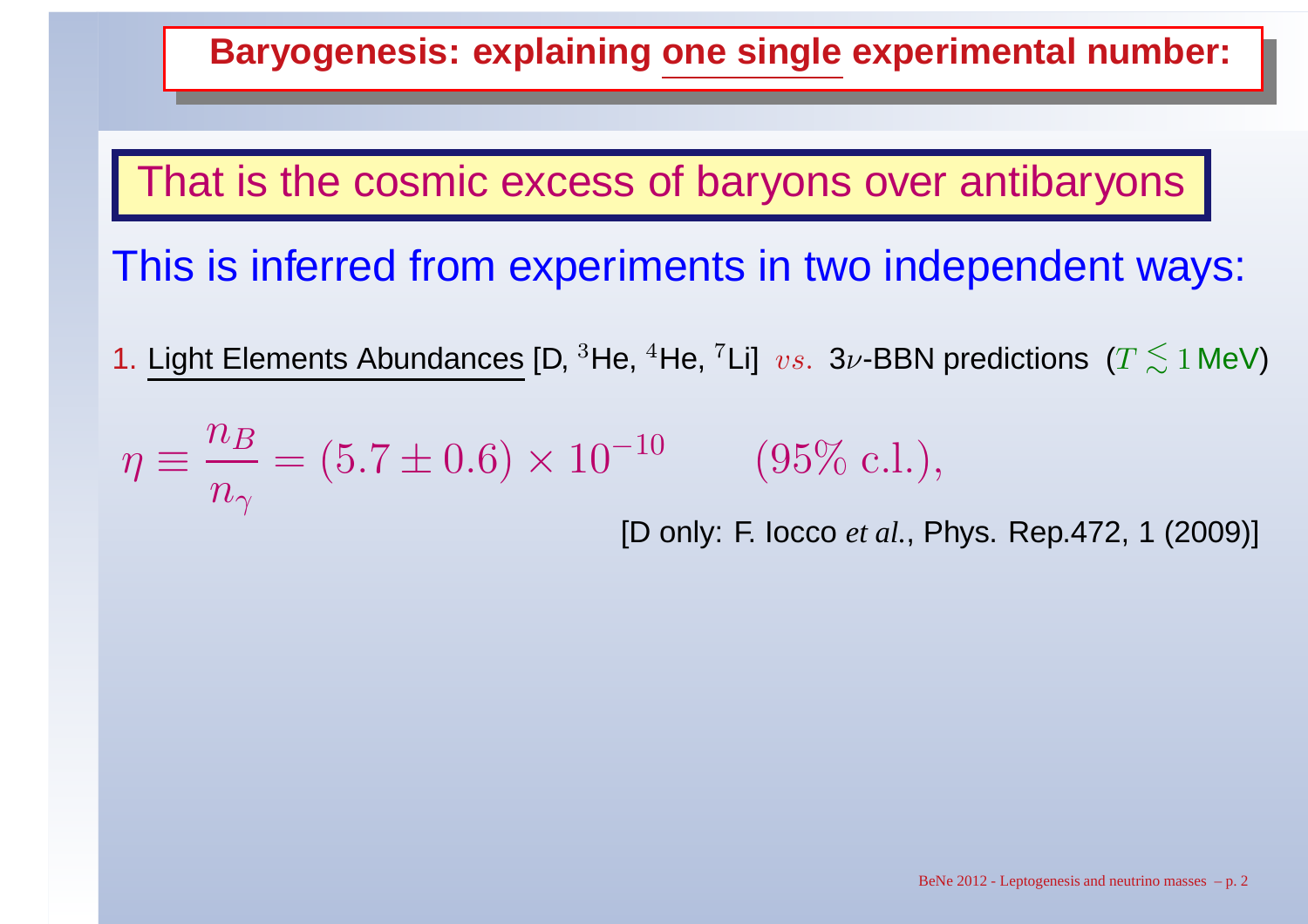# Baryogenesis: explaining one single experimental number:

## That is the cosmic excess of baryons over antibaryons

This is inferred from experiments in two independent ways:

1. Light Elements Abundances [D, $^{3}$He, $^{4}$He, $^{7}$Li] $vs.$ 3$\nu$-BBN predictions ($T \lesssim 1\,$MeV)

$$\eta \equiv \frac{n_B}{n_\gamma} = (5.7 \pm 0.6) \times 10^{-10} \qquad (95\%\ \text{c.l.}),$$

[D only: F. Iocco *et al.*, Phys. Rep.472, 1 (2009)]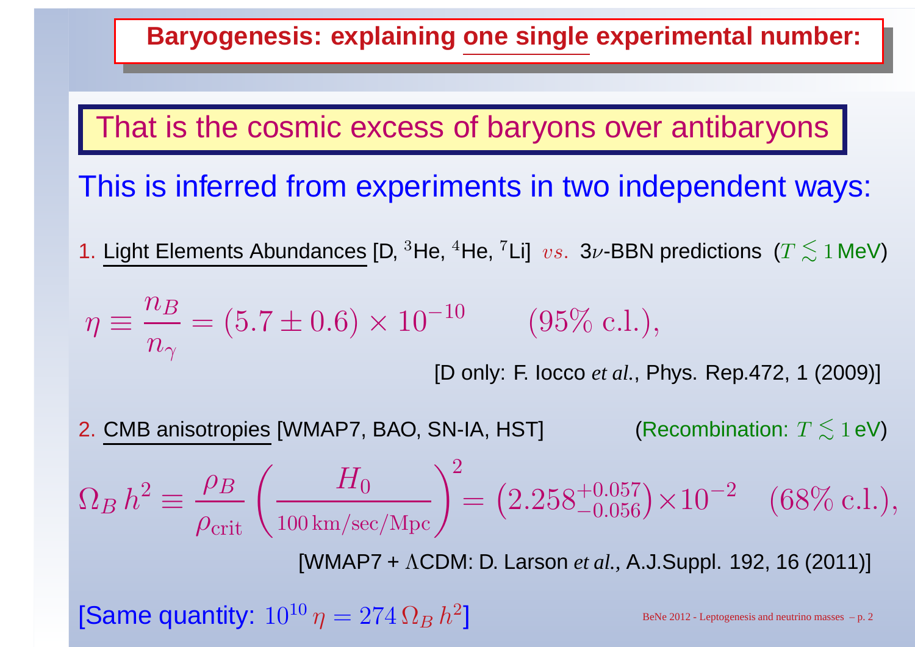## Baryogenesis: explaining one single experimental number:

**That is the cosmic excess of baryons over antibaryons**

This is inferred from experiments in two independent ways:

1. Light Elements Abundances [D, $^3$He, $^4$He, $^7$Li] $vs.$ 3$\nu$-BBN predictions ($T \lesssim 1$ MeV)

$$\eta \equiv \frac{n_B}{n_\gamma} = (5.7 \pm 0.6) \times 10^{-10} \qquad (95\% \text{ c.l.}),$$

[D only: F. Iocco *et al.*, Phys. Rep.472, 1 (2009)]

2. CMB anisotropies [WMAP7, BAO, SN-IA, HST] (Recombination: $T \lesssim 1$ eV)

$$\Omega_B\, h^2 \equiv \frac{\rho_B}{\rho_{\text{crit}}} \left( \frac{H_0}{100\,\text{km/sec/Mpc}} \right)^2 = \left(2.258^{+0.057}_{-0.056}\right) \times 10^{-2} \quad (68\% \text{ c.l.}),$$

[WMAP7 + $\Lambda$CDM: D. Larson *et al.*, A.J.Suppl. 192, 16 (2011)]

[Same quantity: $10^{10}\,\eta = 274\,\Omega_B\,h^2$]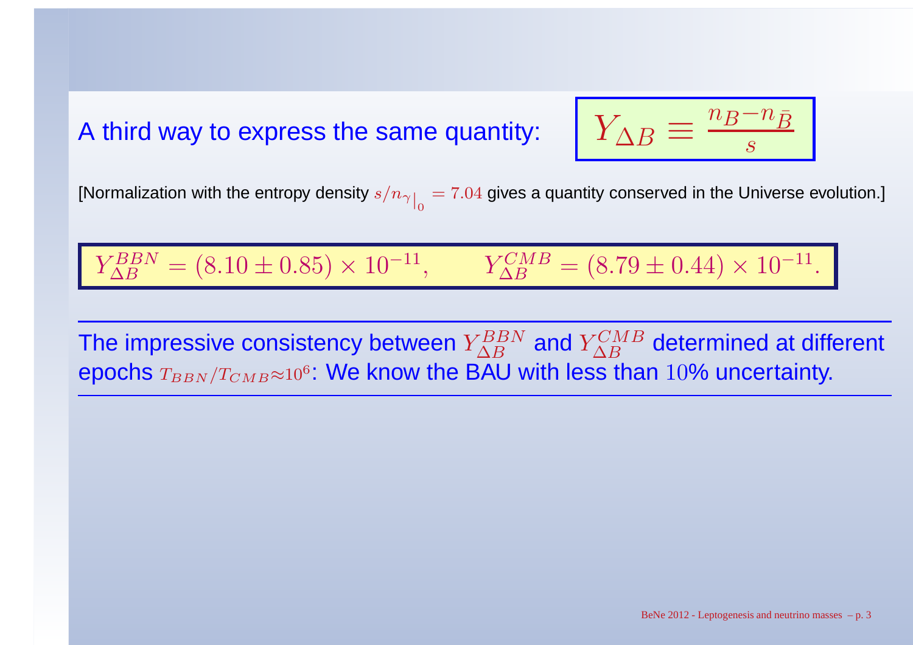A third way to express the same quantity:

$$Y_{\Delta B} \equiv \frac{n_B - n_{\bar{B}}}{s}$$

[Normalization with the entropy density $s/n_{\gamma}\big|_0 = 7.04$ gives a quantity conserved in the Universe evolution.]

$$Y_{\Delta B}^{BBN} = (8.10 \pm 0.85) \times 10^{-11}, \qquad Y_{\Delta B}^{CMB} = (8.79 \pm 0.44) \times 10^{-11}.$$

The impressive consistency between $Y_{\Delta B}^{BBN}$ and $Y_{\Delta B}^{CMB}$ determined at different epochs $T_{BBN}/T_{CMB} \approx 10^6$: We know the BAU with less than $10\%$ uncertainty.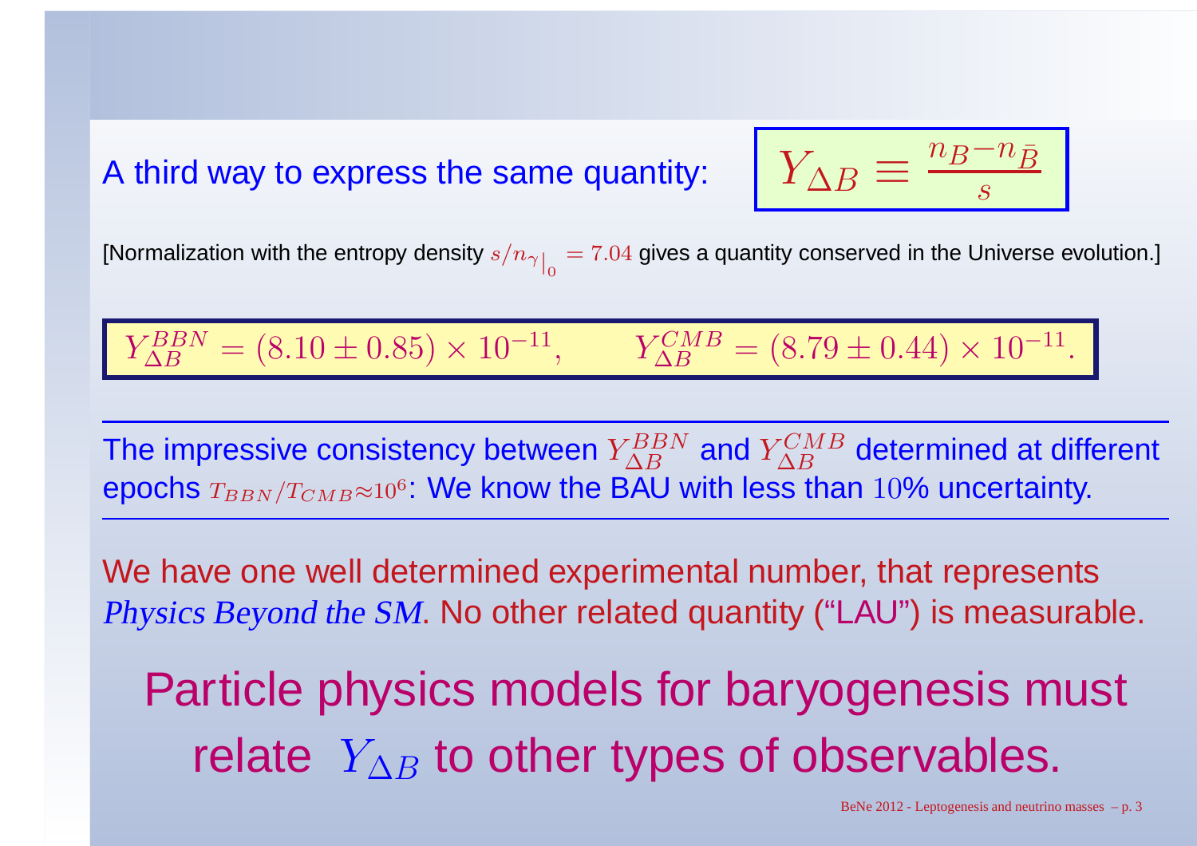A third way to express the same quantity:

$$Y_{\Delta B} \equiv \frac{n_B - n_{\bar{B}}}{s}$$

[Normalization with the entropy density $s/n_\gamma|_0 = 7.04$ gives a quantity conserved in the Universe evolution.]

$$Y_{\Delta B}^{BBN} = (8.10 \pm 0.85) \times 10^{-11}, \qquad Y_{\Delta B}^{CMB} = (8.79 \pm 0.44) \times 10^{-11}.$$

---

The impressive consistency between $Y_{\Delta B}^{BBN}$ and $Y_{\Delta B}^{CMB}$ determined at different epochs $T_{BBN}/T_{CMB} \approx 10^6$: We know the BAU with less than $10\%$ uncertainty.

---

We have one well determined experimental number, that represents *Physics Beyond the SM*. No other related quantity ("LAU") is measurable.

Particle physics models for baryogenesis must relate $Y_{\Delta B}$ to other types of observables.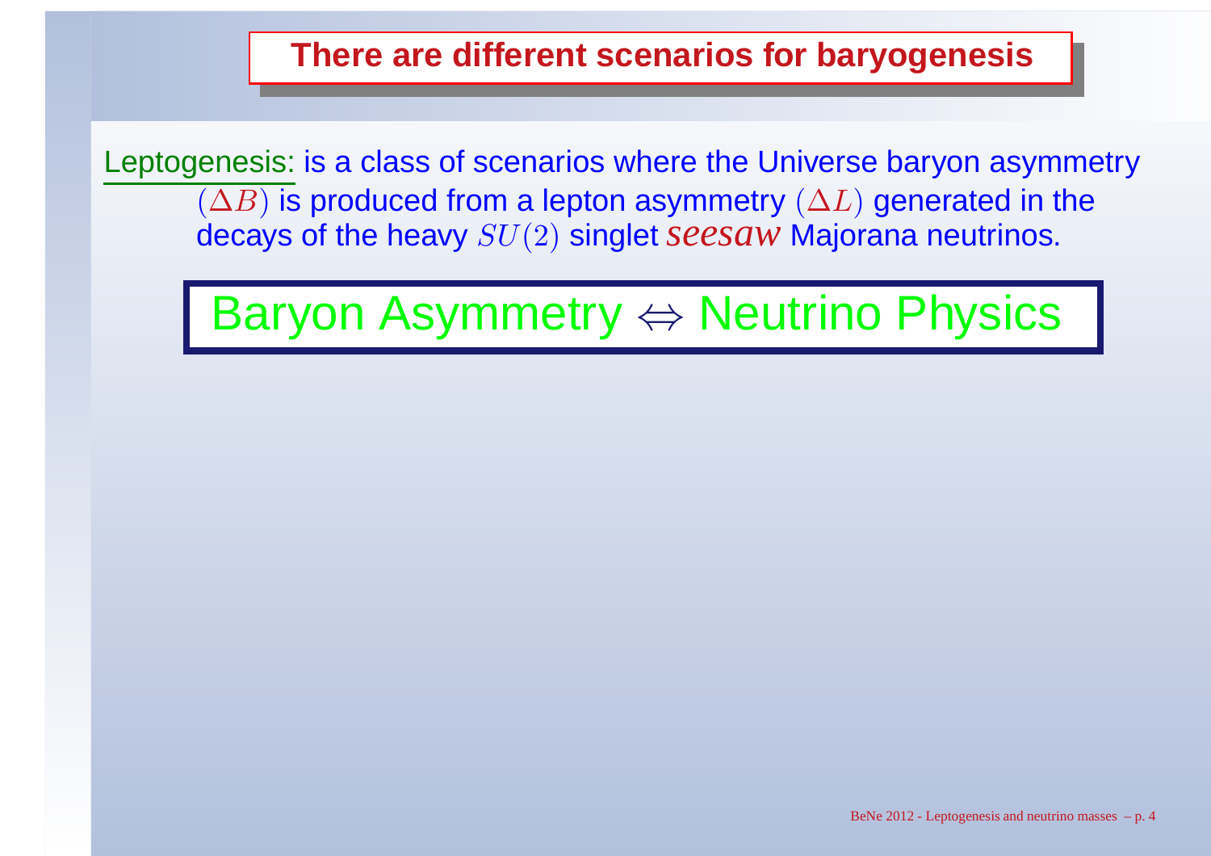## There are different scenarios for baryogenesis

Leptogenesis: is a class of scenarios where the Universe baryon asymmetry $(\Delta B)$ is produced from a lepton asymmetry $(\Delta L)$ generated in the decays of the heavy $SU(2)$ singlet *seesaw* Majorana neutrinos.

**Baryon Asymmetry $\Leftrightarrow$ Neutrino Physics**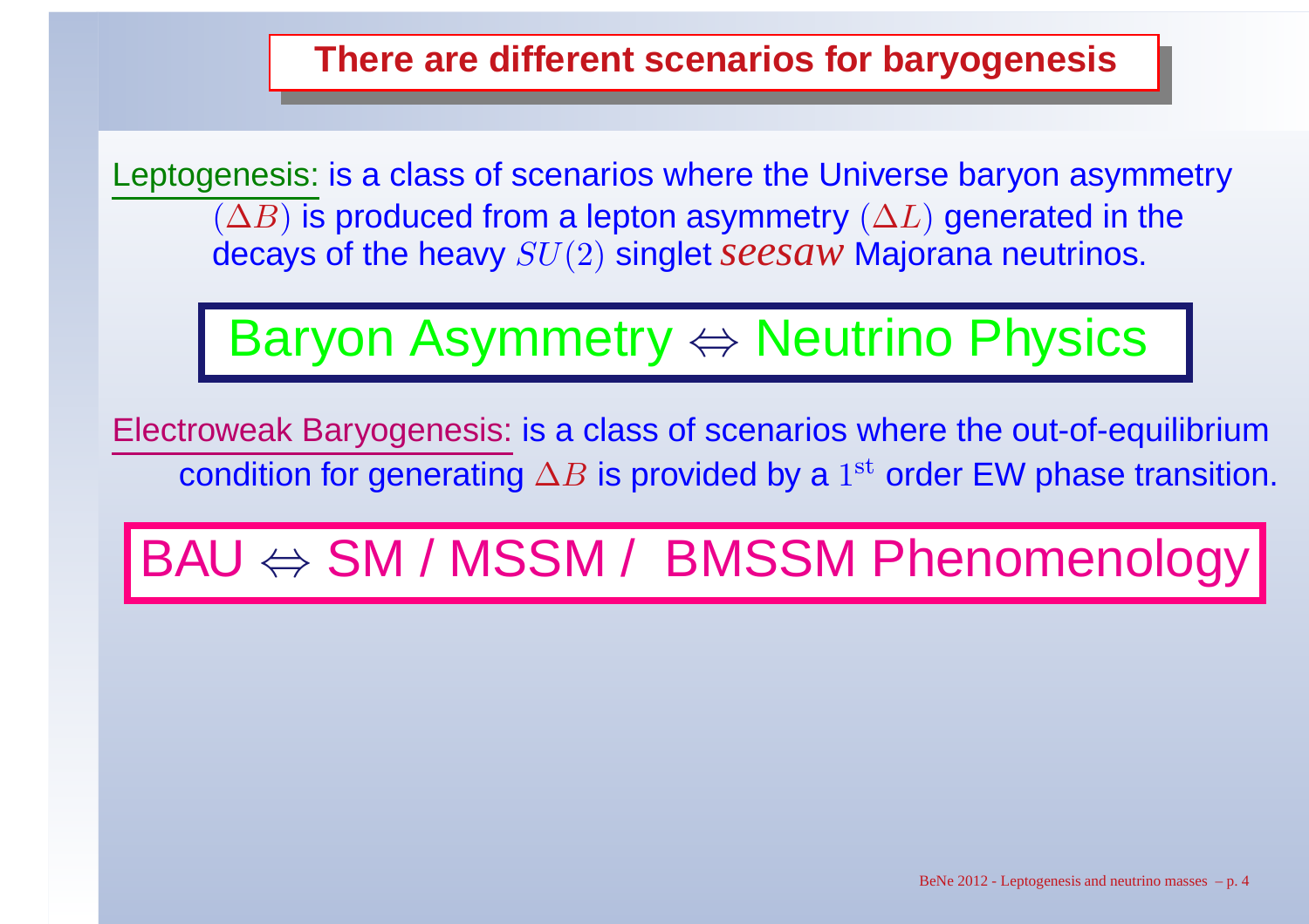# There are different scenarios for baryogenesis

Leptogenesis: is a class of scenarios where the Universe baryon asymmetry $(\Delta B)$ is produced from a lepton asymmetry $(\Delta L)$ generated in the decays of the heavy $SU(2)$ singlet *seesaw* Majorana neutrinos.

**Baryon Asymmetry $\Leftrightarrow$ Neutrino Physics**

Electroweak Baryogenesis: is a class of scenarios where the out-of-equilibrium condition for generating $\Delta B$ is provided by a $1^{\rm st}$ order EW phase transition.

**BAU $\Leftrightarrow$ SM / MSSM / BMSSM Phenomenology**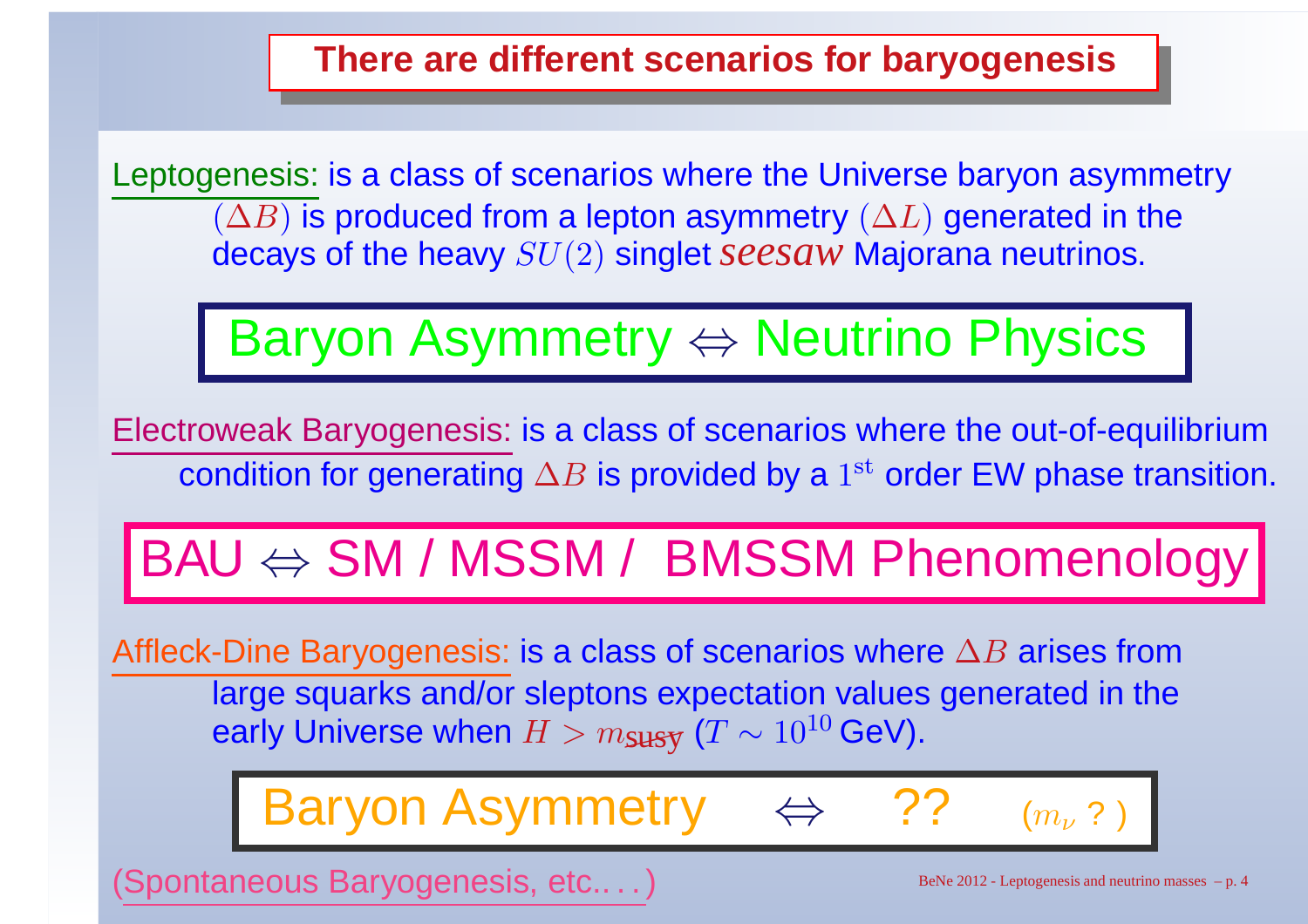# There are different scenarios for baryogenesis

Leptogenesis: is a class of scenarios where the Universe baryon asymmetry $(\Delta B)$ is produced from a lepton asymmetry $(\Delta L)$ generated in the decays of the heavy $SU(2)$ singlet *seesaw* Majorana neutrinos.

**Baryon Asymmetry $\Leftrightarrow$ Neutrino Physics**

Electroweak Baryogenesis: is a class of scenarios where the out-of-equilibrium condition for generating $\Delta B$ is provided by a $1^{\rm st}$ order EW phase transition.

**BAU $\Leftrightarrow$ SM / MSSM / BMSSM Phenomenology**

Affleck-Dine Baryogenesis: is a class of scenarios where $\Delta B$ arises from large squarks and/or sleptons expectation values generated in the early Universe when $H > m_{\rm susy}$ ($T \sim 10^{10}$ GeV).

**Baryon Asymmetry $\Leftrightarrow$ ?? ($m_\nu$ ? )**

(Spontaneous Baryogenesis, etc.. . . )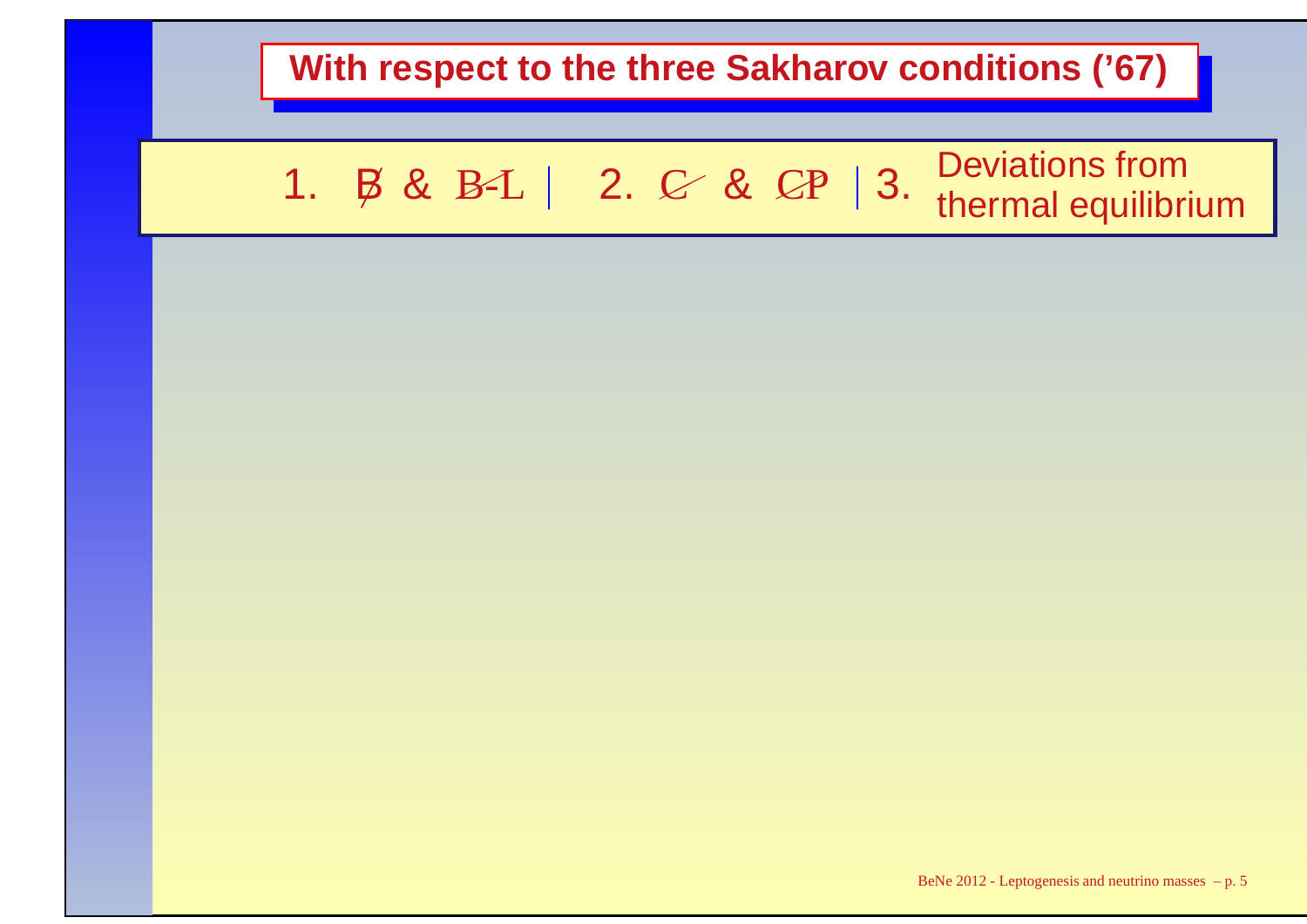## With respect to the three Sakharov conditions ('67)

1. $\not{B}$ & $\not{B}\text{-}\not{L}$ | 2. $\not{C}$ & $\not{CP}$ | 3. Deviations from thermal equilibrium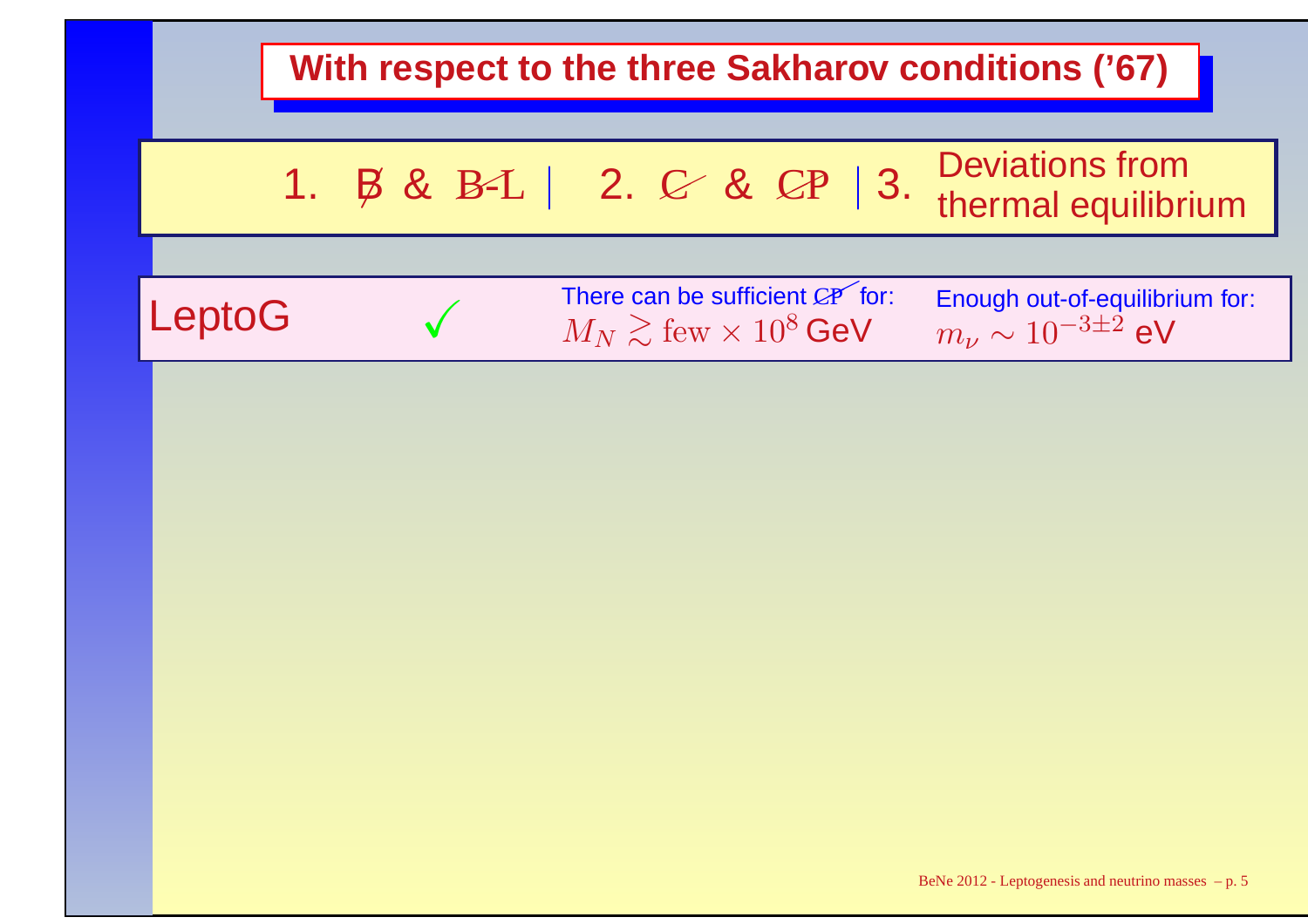## With respect to the three Sakharov conditions ('67)

| 1. $\not{B}$ & $\not{B}$-$\not{L}$ | 2. $\not{C}$ & $\not{CP}$ | 3. Deviations from thermal equilibrium |
|---|---|---|
| LeptoG ✓ | There can be sufficient $\not{CP}$ for: $M_N \gtrsim \text{few} \times 10^8$ GeV | Enough out-of-equilibrium for: $m_\nu \sim 10^{-3\pm2}$ eV |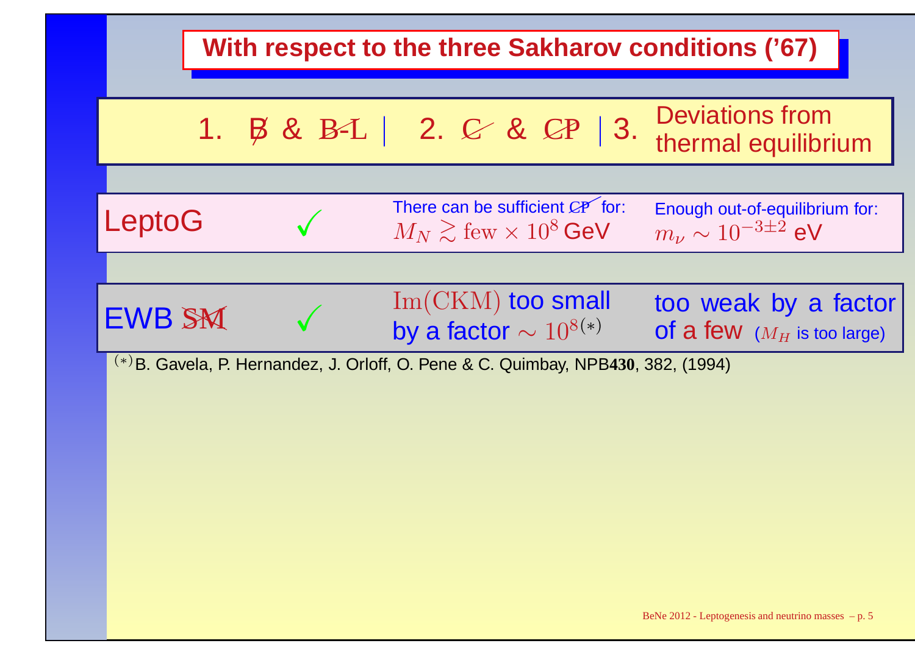# With respect to the three Sakharov conditions ('67)

| | 1. $\not{B}$ & $\not{B\text{-}L}$ | 2. $\not{C}$ & $\not{CP}$ | 3. Deviations from thermal equilibrium |
|---|---|---|---|
| LeptoG | ✓ | There can be sufficient $\not{CP}$ for: $M_N \gtrsim \text{few} \times 10^8$ GeV | Enough out-of-equilibrium for: $m_\nu \sim 10^{-3\pm2}$ eV |
| EWB $\not{SM}$ | ✓ | $\text{Im(CKM)}$ too small by a factor $\sim 10^{8(*)}$ | too weak by a factor of a few ($M_H$ is too large) |

(*) B. Gavela, P. Hernandez, J. Orloff, O. Pene & C. Quimbay, NPB**430**, 382, (1994)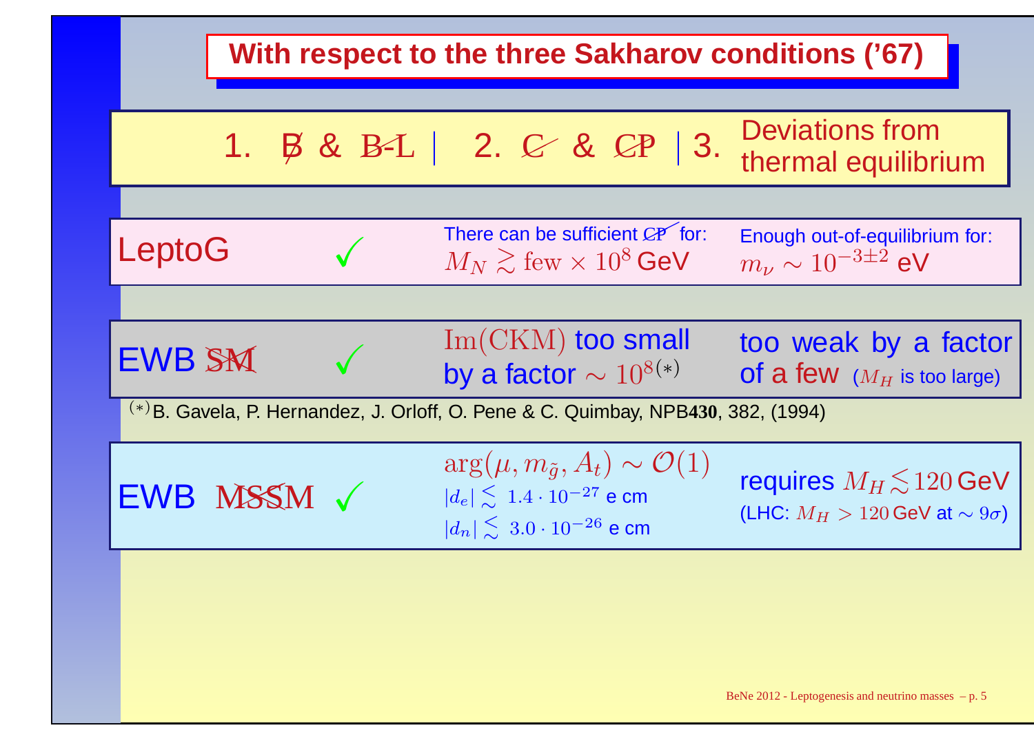## With respect to the three Sakharov conditions ('67)

| | 1. $\not{B}$ & $\not{B}\text{-}\not{L}$ | 2. $\not{C}$ & $\not{CP}$ | 3. Deviations from thermal equilibrium |
|---|---|---|---|
| LeptoG | ✓ | There can be sufficient $\not{CP}$ for: $M_N \gtrsim \text{few} \times 10^8$ GeV | Enough out-of-equilibrium for: $m_\nu \sim 10^{-3\pm2}$ eV |
| EWB $\not{SM}$ | ✓ | $\text{Im(CKM)}$ too small by a factor $\sim 10^{8(*)}$ | too weak by a factor of a few ($M_H$ is too large) |
| EWB $\not{MSSM}$ | ✓ | $\arg(\mu, m_{\tilde{g}}, A_t) \sim \mathcal{O}(1)$ $\lvert d_e \rvert \lesssim 1.4 \cdot 10^{-27}$ e cm $\lvert d_n \rvert \lesssim 3.0 \cdot 10^{-26}$ e cm | requires $M_H \lesssim 120$ GeV (LHC: $M_H > 120$ GeV at $\sim 9\sigma$) |

(*) B. Gavela, P. Hernandez, J. Orloff, O. Pene & C. Quimbay, NPB**430**, 382, (1994)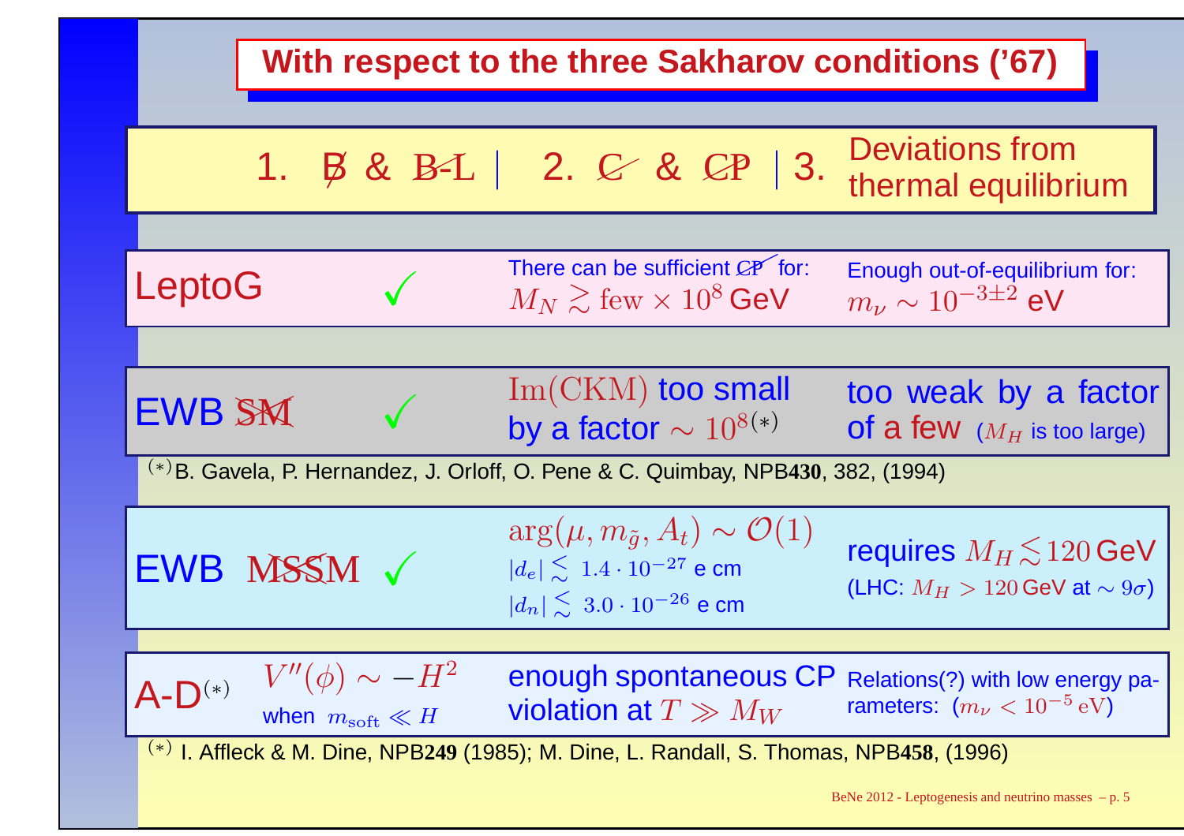## With respect to the three Sakharov conditions ('67)

| | | 1. $\not{B}$ & $\not{B}$-$\not{L}$ \| 2. $\not{C}$ & $\not{CP}$ | 3. Deviations from thermal equilibrium |
|---|---|---|---|
| LeptoG | ✓ | There can be sufficient $\not{CP}$ for: $M_N \gtrsim \text{few} \times 10^8$ GeV | Enough out-of-equilibrium for: $m_\nu \sim 10^{-3\pm2}$ eV |
| EWB $\not{SM}$ | ✓ | $\text{Im(CKM)}$ too small by a factor $\sim 10^{8(*)}$ | too weak by a factor of a few ($M_H$ is too large) |

$^{(*)}$B. Gavela, P. Hernandez, J. Orloff, O. Pene & C. Quimbay, NPB**430**, 382, (1994)

| | | | |
|---|---|---|---|
| EWB $\not{MSSM}$ | ✓ | $\arg(\mu, m_{\tilde{g}}, A_t) \sim \mathcal{O}(1)$<br>$\lvert d_e \rvert \lesssim 1.4 \cdot 10^{-27}$ e cm<br>$\lvert d_n \rvert \lesssim 3.0 \cdot 10^{-26}$ e cm | requires $M_H \lesssim 120$ GeV<br>(LHC: $M_H > 120$ GeV at $\sim 9\sigma$) |
| A-D$^{(*)}$ | $V''(\phi) \sim -H^2$ when $m_{\text{soft}} \ll H$ | enough spontaneous CP violation at $T \gg M_W$ | Relations(?) with low energy parameters: ($m_\nu < 10^{-5}$ eV) |

$^{(*)}$ I. Affleck & M. Dine, NPB**249** (1985); M. Dine, L. Randall, S. Thomas, NPB**458**, (1996)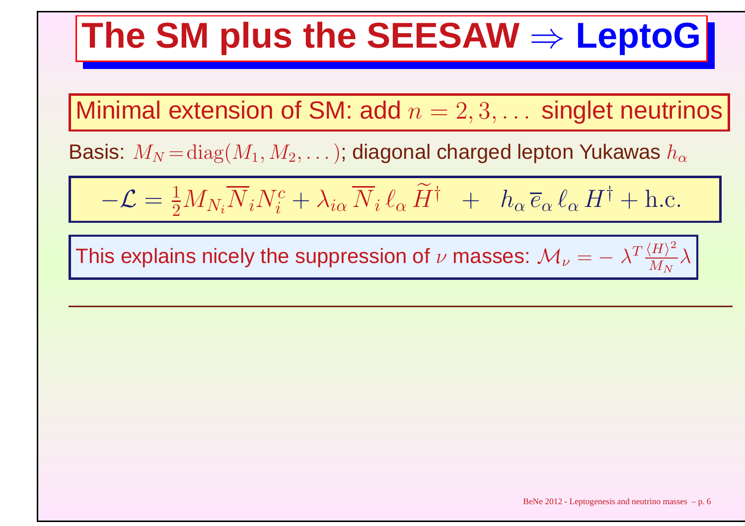# The SM plus the SEESAW $\Rightarrow$ LeptoG

**Minimal extension of SM: add $n = 2, 3, \ldots$ singlet neutrinos**

Basis: $M_N = \mathrm{diag}(M_1, M_2, \ldots)$; diagonal charged lepton Yukawas $h_\alpha$

$$-\mathcal{L} = \frac{1}{2} M_{N_i} \overline{N}_i N_i^c + \lambda_{i\alpha} \overline{N}_i \, \ell_\alpha \, \widetilde{H}^\dagger \quad + \quad h_\alpha \, \overline{e}_\alpha \, \ell_\alpha \, H^\dagger + \mathrm{h.c.}$$

This explains nicely the suppression of $\nu$ masses: $\mathcal{M}_\nu = - \, \lambda^T \frac{\langle H \rangle^2}{M_N} \lambda$

---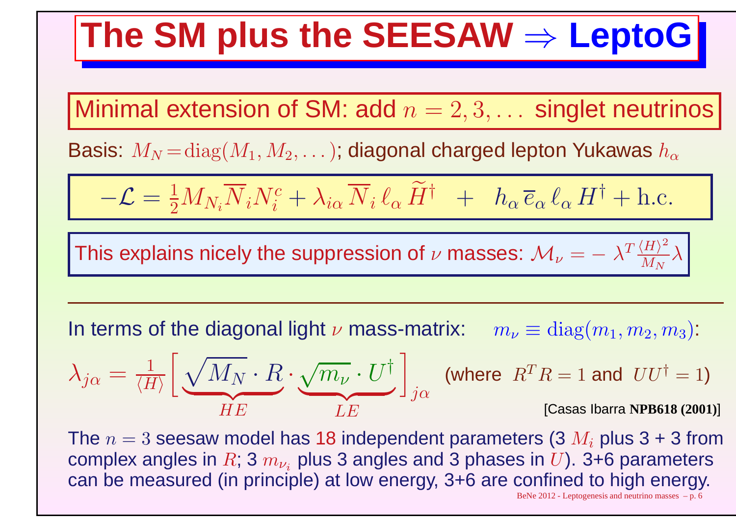# The SM plus the SEESAW $\Rightarrow$ LeptoG

**Minimal extension of SM: add $n = 2, 3, \ldots$ singlet neutrinos**

Basis: $M_N = \mathrm{diag}(M_1, M_2, \ldots)$; diagonal charged lepton Yukawas $h_\alpha$

$$-\mathcal{L} = \frac{1}{2} M_{N_i} \overline{N}_i N_i^c + \lambda_{i\alpha} \overline{N}_i \, \ell_\alpha \, \widetilde{H}^\dagger \quad + \quad h_\alpha \, \overline{e}_\alpha \, \ell_\alpha \, H^\dagger + \mathrm{h.c.}$$

This explains nicely the suppression of $\nu$ masses: $\mathcal{M}_\nu = - \, \lambda^T \frac{\langle H \rangle^2}{M_N} \lambda$

---

In terms of the diagonal light $\nu$ mass-matrix: $m_\nu \equiv \mathrm{diag}(m_1, m_2, m_3)$:

$$\lambda_{j\alpha} = \frac{1}{\langle H \rangle} \Big[ \underbrace{\sqrt{M_N} \cdot R}_{HE} \cdot \underbrace{\sqrt{m_\nu} \cdot U^\dagger}_{LE} \Big]_{j\alpha} \quad \text{(where } R^T R = 1 \text{ and } U U^\dagger = 1\text{)}$$

[Casas Ibarra **NPB618 (2001)**]

The $n = 3$ seesaw model has 18 independent parameters (3 $M_i$ plus 3 + 3 from complex angles in $R$; 3 $m_{\nu_i}$ plus 3 angles and 3 phases in $U$). 3+6 parameters can be measured (in principle) at low energy, 3+6 are confined to high energy.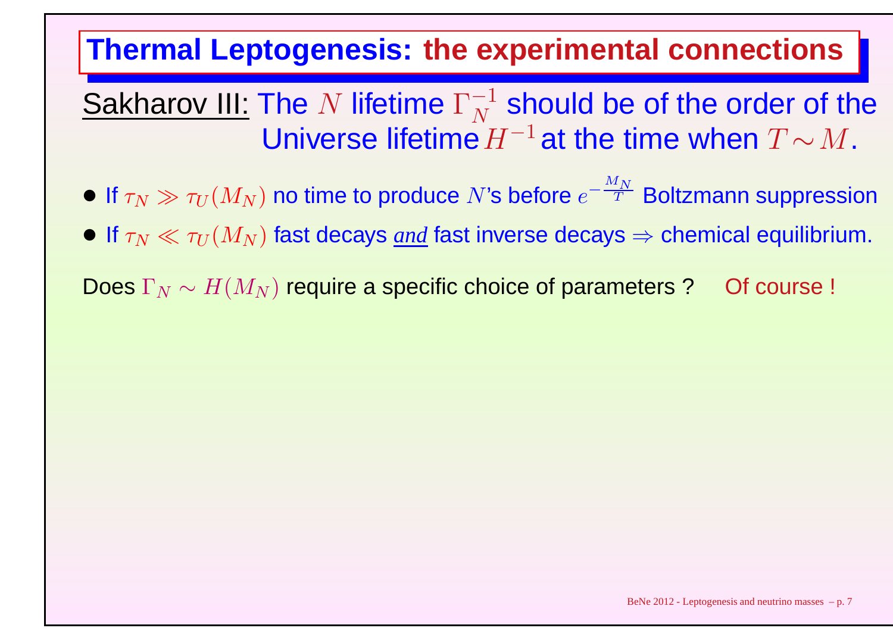# Thermal Leptogenesis: the experimental connections

Sakharov III: The $N$ lifetime $\Gamma_N^{-1}$ should be of the order of the Universe lifetime $H^{-1}$ at the time when $T \sim M$.

- If $\tau_N \gg \tau_U(M_N)$ no time to produce $N$'s before $e^{-\frac{M_N}{T}}$ Boltzmann suppression
- If $\tau_N \ll \tau_U(M_N)$ fast decays *and* fast inverse decays $\Rightarrow$ chemical equilibrium.

Does $\Gamma_N \sim H(M_N)$ require a specific choice of parameters ? Of course !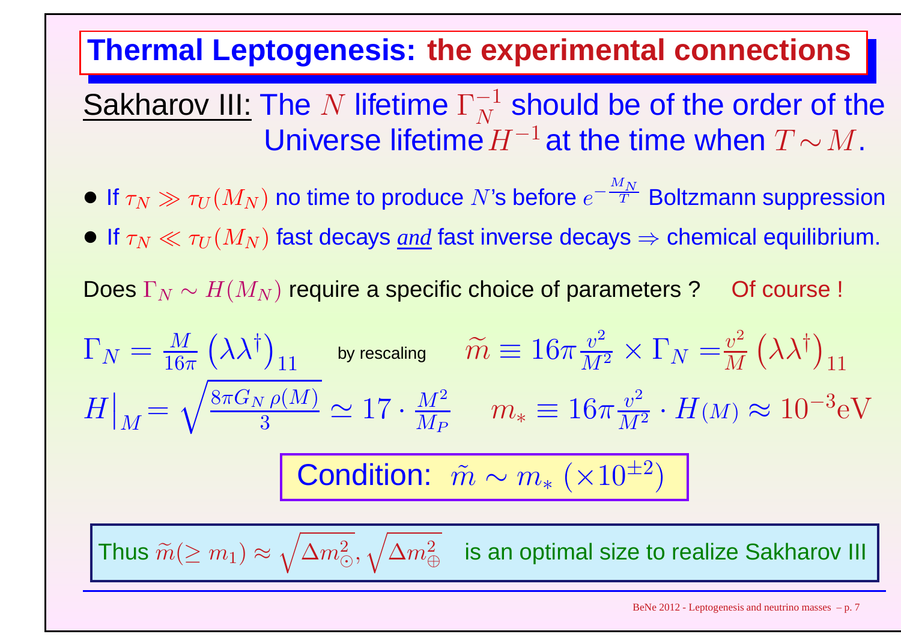# Thermal Leptogenesis: the experimental connections

<u>Sakharov III:</u> The $N$ lifetime $\Gamma_N^{-1}$ should be of the order of the Universe lifetime $H^{-1}$ at the time when $T \sim M$.

- If $\tau_N \gg \tau_U(M_N)$ no time to produce $N$'s before $e^{-\frac{M_N}{T}}$ Boltzmann suppression
- If $\tau_N \ll \tau_U(M_N)$ fast decays *<u>and</u>* fast inverse decays $\Rightarrow$ chemical equilibrium.

Does $\Gamma_N \sim H(M_N)$ require a specific choice of parameters ? Of course !

$$\Gamma_N = \frac{M}{16\pi}\left(\lambda\lambda^\dagger\right)_{11} \quad \text{by rescaling} \quad \widetilde{m} \equiv 16\pi\frac{v^2}{M^2} \times \Gamma_N = \frac{v^2}{M}\left(\lambda\lambda^\dagger\right)_{11}$$

$$H\Big|_M = \sqrt{\frac{8\pi G_N\,\rho(M)}{3}} \simeq 17 \cdot \frac{M^2}{M_P} \qquad m_* \equiv 16\pi\frac{v^2}{M^2} \cdot H(M) \approx 10^{-3}\mathrm{eV}$$

**Condition:** $\tilde{m} \sim m_* \; (\times 10^{\pm 2})$

Thus $\widetilde{m}(\geq m_1) \approx \sqrt{\Delta m^2_\odot}, \sqrt{\Delta m^2_\oplus}$ is an optimal size to realize Sakharov III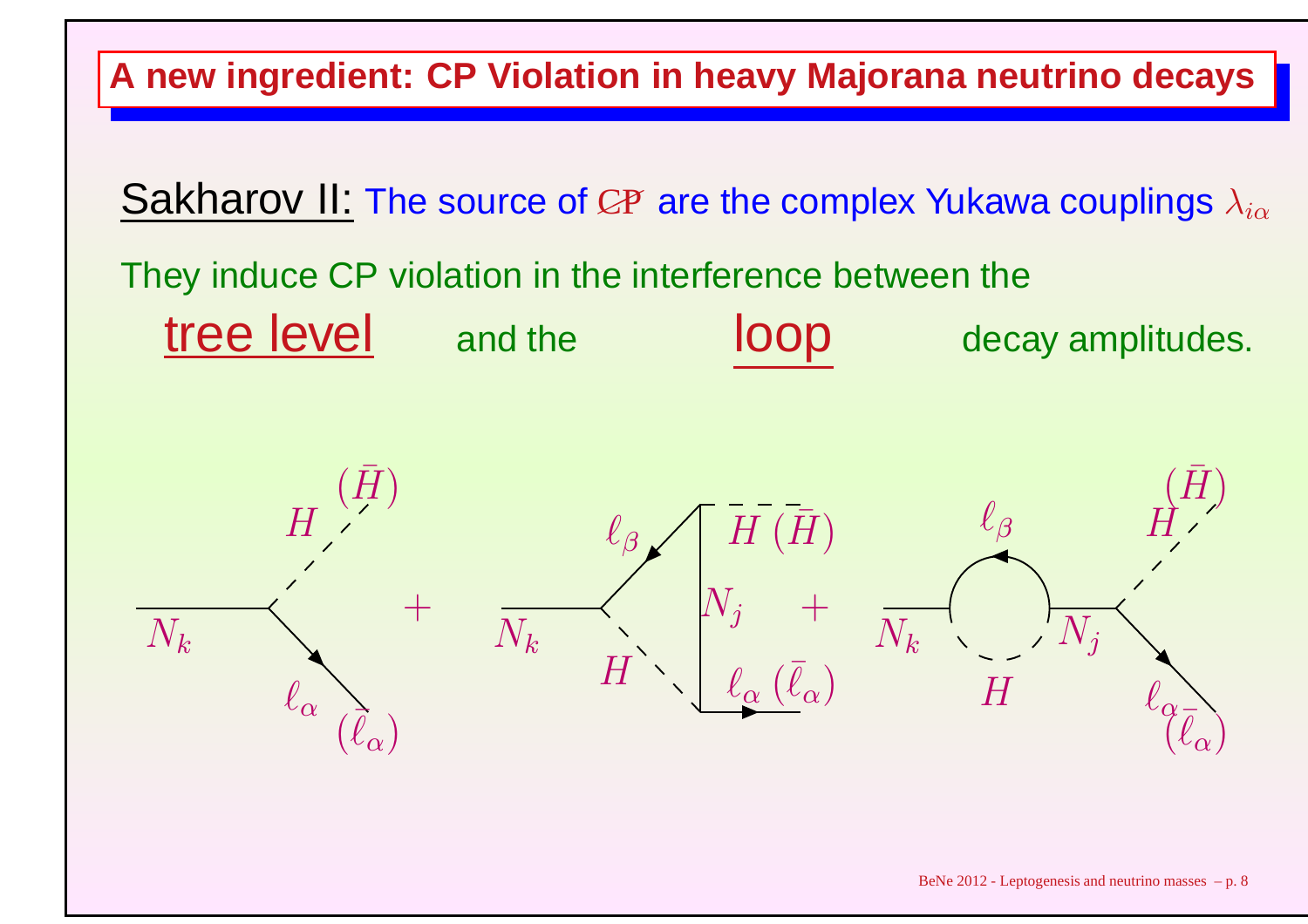# A new ingredient: CP Violation in heavy Majorana neutrino decays

Sakharov II: The source of $\not{CP}$ are the complex Yukawa couplings $\lambda_{i\alpha}$

They induce CP violation in the interference between the tree level and the loop decay amplitudes.

$H$ $(\bar{H})$, $N_k$, $\ell_\alpha$ $(\bar{\ell}_\alpha)$ + $N_k$, $\ell_\beta$, $H$ $(\bar{H})$, $N_j$, $H$, $\ell_\alpha$ $(\bar{\ell}_\alpha)$ + $N_k$, $\ell_\beta$, $H$, $N_j$, $H$ $(\bar{H})$, $\ell_\alpha$ $(\bar{\ell}_\alpha)$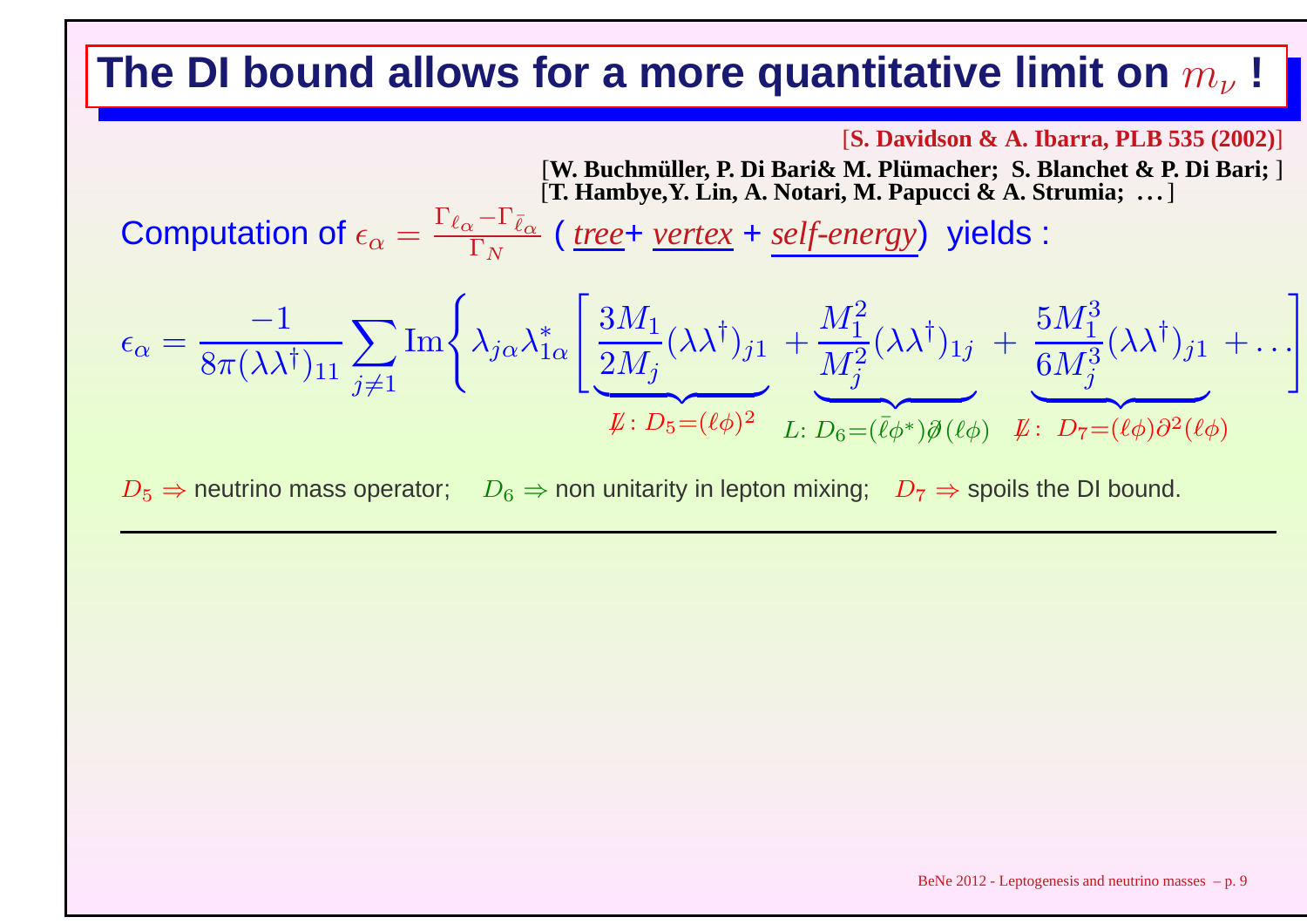# The DI bound allows for a more quantitative limit on $m_\nu$ !

[**S. Davidson & A. Ibarra, PLB 535 (2002)**]

[**W. Buchmüller, P. Di Bari& M. Plümacher; S. Blanchet & P. Di Bari;** ]
[**T. Hambye,Y. Lin, A. Notari, M. Papucci & A. Strumia; . . .** ]

Computation of $\epsilon_\alpha = \frac{\Gamma_{\ell_\alpha} - \Gamma_{\bar{\ell}_\alpha}}{\Gamma_N}$ ( *tree*+ *vertex* + *self-energy*) yields :

$$\epsilon_\alpha = \frac{-1}{8\pi(\lambda\lambda^\dagger)_{11}} \sum_{j\neq 1} \mathrm{Im}\Bigg\{ \lambda_{j\alpha}\lambda^*_{1\alpha} \Bigg[ \underbrace{\frac{3M_1}{2M_j}(\lambda\lambda^\dagger)_{j1}}_{\not{L}:\ D_5=(\ell\phi)^2} + \underbrace{\frac{M_1^2}{M_j^2}(\lambda\lambda^\dagger)_{1j}}_{L:\ D_6=(\bar{\ell}\phi^*)\not{\partial}(\ell\phi)} + \underbrace{\frac{5M_1^3}{6M_j^3}(\lambda\lambda^\dagger)_{j1}}_{\not{L}:\ D_7=(\ell\phi)\partial^2(\ell\phi)} + \ldots \Bigg]$$

$D_5 \Rightarrow$ neutrino mass operator; $D_6 \Rightarrow$ non unitarity in lepton mixing; $D_7 \Rightarrow$ spoils the DI bound.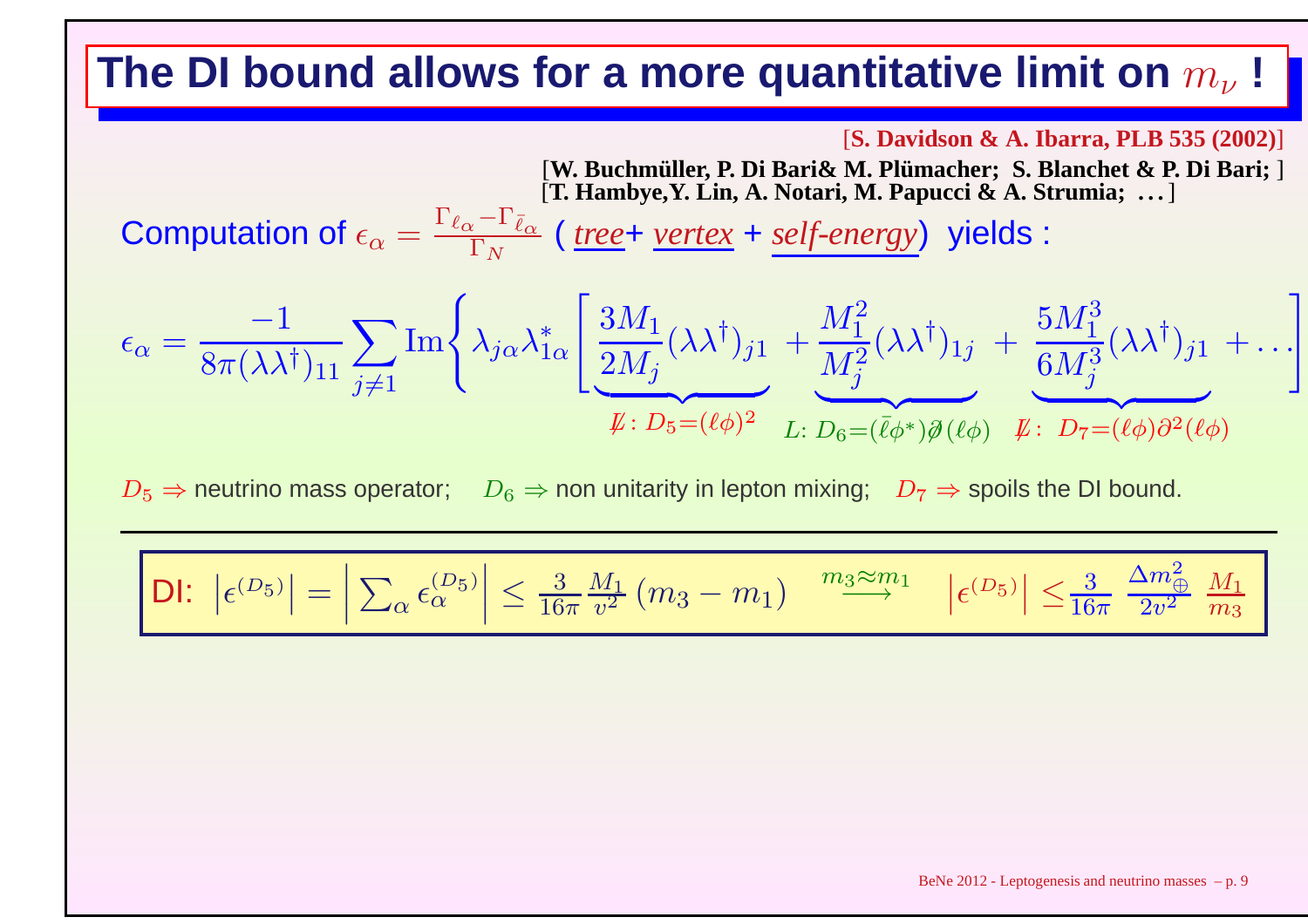# The DI bound allows for a more quantitative limit on $m_\nu$ !

[**S. Davidson & A. Ibarra, PLB 535 (2002)**]
[**W. Buchmüller, P. Di Bari& M. Plümacher; S. Blanchet & P. Di Bari;** ]
[**T. Hambye,Y. Lin, A. Notari, M. Papucci & A. Strumia; . . .**]

Computation of $\epsilon_\alpha = \frac{\Gamma_{\ell_\alpha} - \Gamma_{\bar{\ell}_\alpha}}{\Gamma_N}$ ( *tree*+ *vertex* + *self-energy*) yields :

$$\epsilon_\alpha = \frac{-1}{8\pi(\lambda\lambda^\dagger)_{11}} \sum_{j\neq 1} \mathrm{Im}\left\{ \lambda_{j\alpha}\lambda^*_{1\alpha} \left[ \underbrace{\frac{3M_1}{2M_j}(\lambda\lambda^\dagger)_{j1}}_{\not{L}:\ D_5=(\ell\phi)^2} + \underbrace{\frac{M_1^2}{M_j^2}(\lambda\lambda^\dagger)_{1j}}_{L:\ D_6=(\bar{\ell}\phi^*)\not{\partial}(\ell\phi)} + \underbrace{\frac{5M_1^3}{6M_j^3}(\lambda\lambda^\dagger)_{j1}}_{\not{L}:\ D_7=(\ell\phi)\partial^2(\ell\phi)} + \ldots \right]\right.$$

$D_5 \Rightarrow$ neutrino mass operator; $D_6 \Rightarrow$ non unitarity in lepton mixing; $D_7 \Rightarrow$ spoils the DI bound.

---

DI: $\left|\epsilon^{(D_5)}\right| = \left|\sum_\alpha \epsilon_\alpha^{(D_5)}\right| \leq \frac{3}{16\pi}\frac{M_1}{v^2}\left(m_3 - m_1\right) \quad \xrightarrow{m_3 \approx m_1} \quad \left|\epsilon^{(D_5)}\right| \leq \frac{3}{16\pi}\ \frac{\Delta m^2_\oplus}{2v^2}\ \frac{M_1}{m_3}$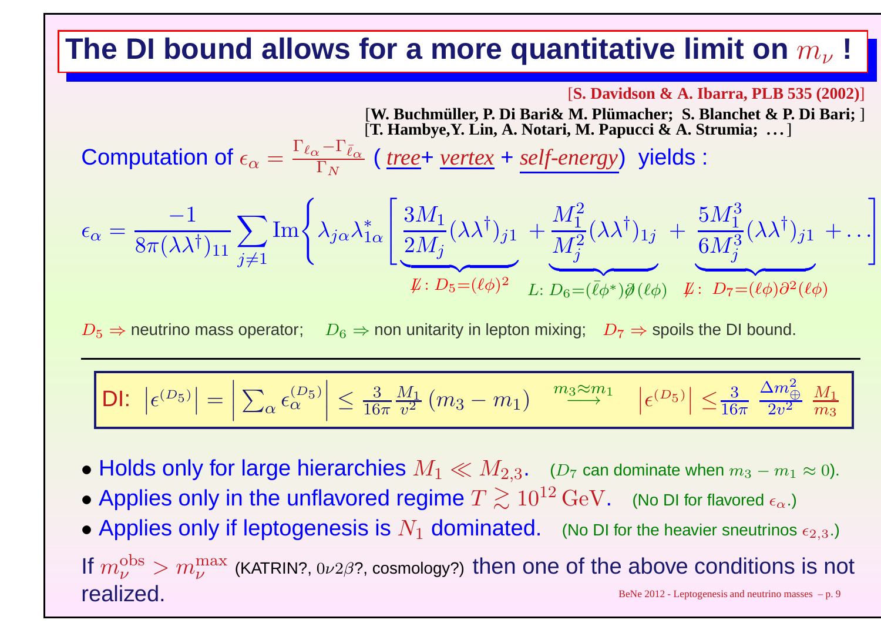# The DI bound allows for a more quantitative limit on $m_\nu$ !

[**S. Davidson & A. Ibarra, PLB 535 (2002)**]
[**W. Buchmüller, P. Di Bari& M. Plümacher; S. Blanchet & P. Di Bari;** ]
[**T. Hambye,Y. Lin, A. Notari, M. Papucci & A. Strumia; ...** ]

Computation of $\epsilon_\alpha = \frac{\Gamma_{\ell_\alpha} - \Gamma_{\bar{\ell}_\alpha}}{\Gamma_N}$ ( *tree*+ *vertex* + *self-energy*) yields :

$$\epsilon_\alpha = \frac{-1}{8\pi(\lambda\lambda^\dagger)_{11}} \sum_{j\neq 1} \mathrm{Im}\left\{ \lambda_{j\alpha}\lambda^*_{1\alpha} \left[ \underbrace{\frac{3M_1}{2M_j}(\lambda\lambda^\dagger)_{j1}}_{\not{L}:\ D_5=(\ell\phi)^2} + \underbrace{\frac{M_1^2}{M_j^2}(\lambda\lambda^\dagger)_{1j}}_{L:\ D_6=(\bar{\ell}\phi^*)\not{\partial}(\ell\phi)} + \underbrace{\frac{5M_1^3}{6M_j^3}(\lambda\lambda^\dagger)_{j1}}_{\not{L}:\ D_7=(\ell\phi)\partial^2(\ell\phi)} + \dots \right]\right.$$

$D_5 \Rightarrow$ neutrino mass operator; $D_6 \Rightarrow$ non unitarity in lepton mixing; $D_7 \Rightarrow$ spoils the DI bound.

---

DI: $\left|\epsilon^{(D_5)}\right| = \left|\sum_\alpha \epsilon_\alpha^{(D_5)}\right| \leq \frac{3}{16\pi}\frac{M_1}{v^2}(m_3 - m_1) \quad \xrightarrow{m_3 \approx m_1} \quad \left|\epsilon^{(D_5)}\right| \leq \frac{3}{16\pi}\ \frac{\Delta m^2_\oplus}{2v^2}\ \frac{M_1}{m_3}$

- Holds only for large hierarchies $M_1 \ll M_{2,3}$. ($D_7$ can dominate when $m_3 - m_1 \approx 0$).
- Applies only in the unflavored regime $T \gtrsim 10^{12}\,\mathrm{GeV}$. (No DI for flavored $\epsilon_\alpha$.)
- Applies only if leptogenesis is $N_1$ dominated. (No DI for the heavier sneutrinos $\epsilon_{2,3}$.)

If $m_\nu^{\mathrm{obs}} > m_\nu^{\mathrm{max}}$ (KATRIN?, $0\nu2\beta$?, cosmology?) then one of the above conditions is not realized.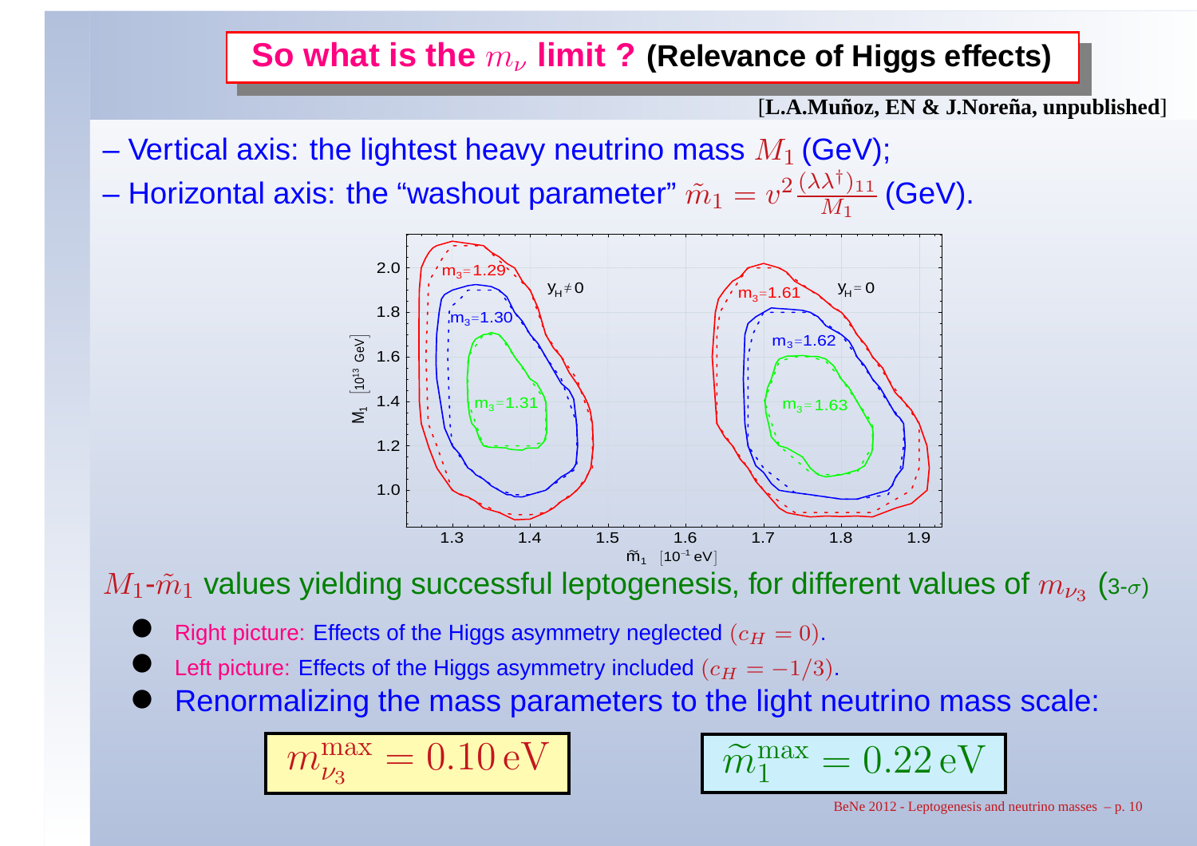# So what is the $m_\nu$ limit ? (Relevance of Higgs effects)

[L.A.Muñoz, EN & J.Noreña, unpublished]

– Vertical axis: the lightest heavy neutrino mass $M_1$ (GeV);

– Horizontal axis: the "washout parameter" $\tilde{m}_1 = v^2 \frac{(\lambda\lambda^\dagger)_{11}}{M_1}$ (GeV).

$M_1$-$\tilde{m}_1$ values yielding successful leptogenesis, for different values of $m_{\nu_3}$ (3-$\sigma$)

- Right picture: Effects of the Higgs asymmetry neglected $(c_H = 0)$.
- Left picture: Effects of the Higgs asymmetry included $(c_H = -1/3)$.
- Renormalizing the mass parameters to the light neutrino mass scale:

$$m_{\nu_3}^{\max} = 0.10\,\mathrm{eV}$$

$$\widetilde{m}_1^{\max} = 0.22\,\mathrm{eV}$$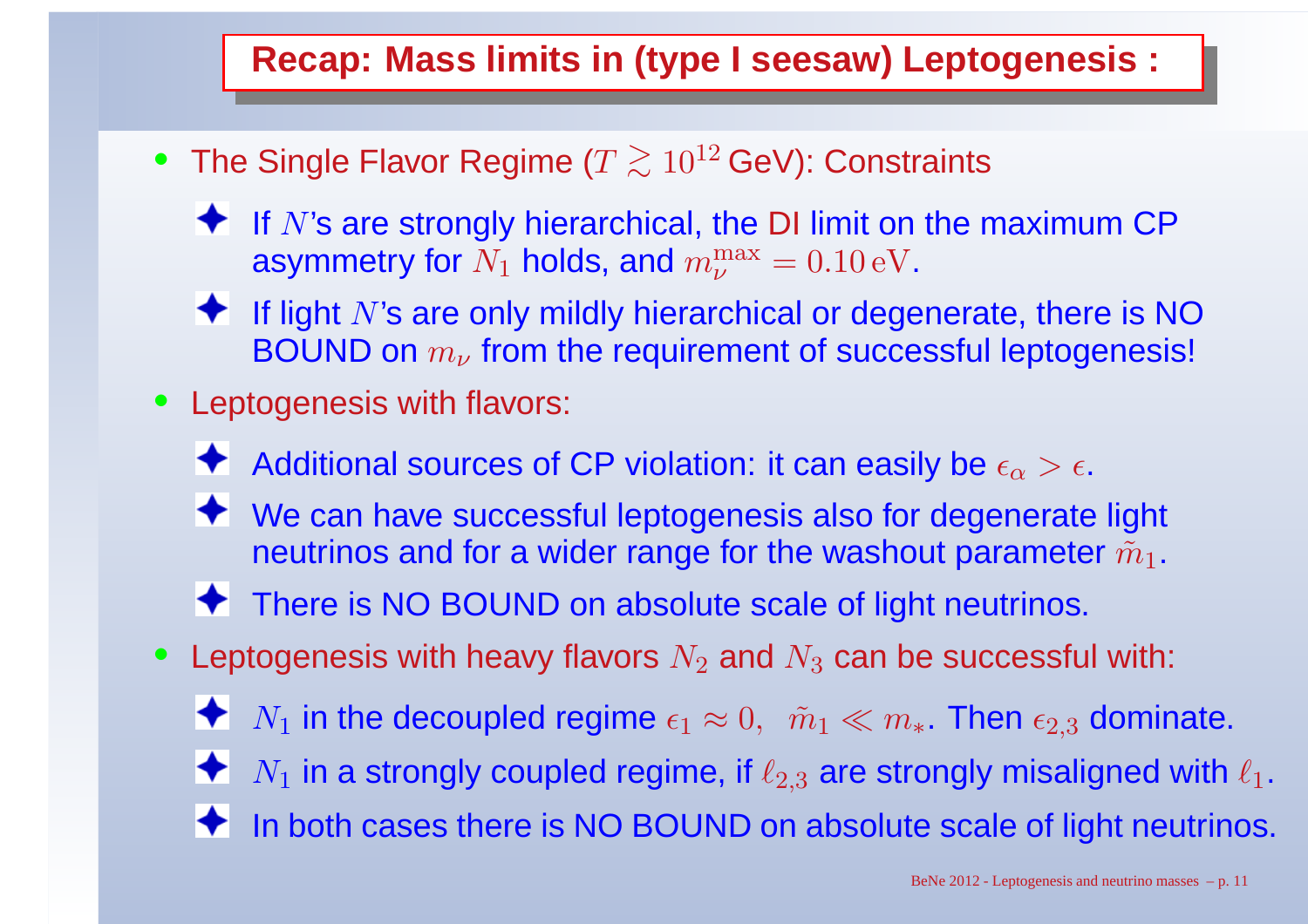# Recap: Mass limits in (type I seesaw) Leptogenesis :

- The Single Flavor Regime ($T \gtrsim 10^{12}$ GeV): Constraints
  - If $N$'s are strongly hierarchical, the DI limit on the maximum CP asymmetry for $N_1$ holds, and $m_\nu^{\max} = 0.10\,\mathrm{eV}$.
  - If light $N$'s are only mildly hierarchical or degenerate, there is NO BOUND on $m_\nu$ from the requirement of successful leptogenesis!
- Leptogenesis with flavors:
  - Additional sources of CP violation: it can easily be $\epsilon_\alpha > \epsilon$.
  - We can have successful leptogenesis also for degenerate light neutrinos and for a wider range for the washout parameter $\tilde{m}_1$.
  - There is NO BOUND on absolute scale of light neutrinos.
- Leptogenesis with heavy flavors $N_2$ and $N_3$ can be successful with:
  - $N_1$ in the decoupled regime $\epsilon_1 \approx 0, \;\; \tilde{m}_1 \ll m_*$. Then $\epsilon_{2,3}$ dominate.
  - $N_1$ in a strongly coupled regime, if $\ell_{2,3}$ are strongly misaligned with $\ell_1$.
  - In both cases there is NO BOUND on absolute scale of light neutrinos.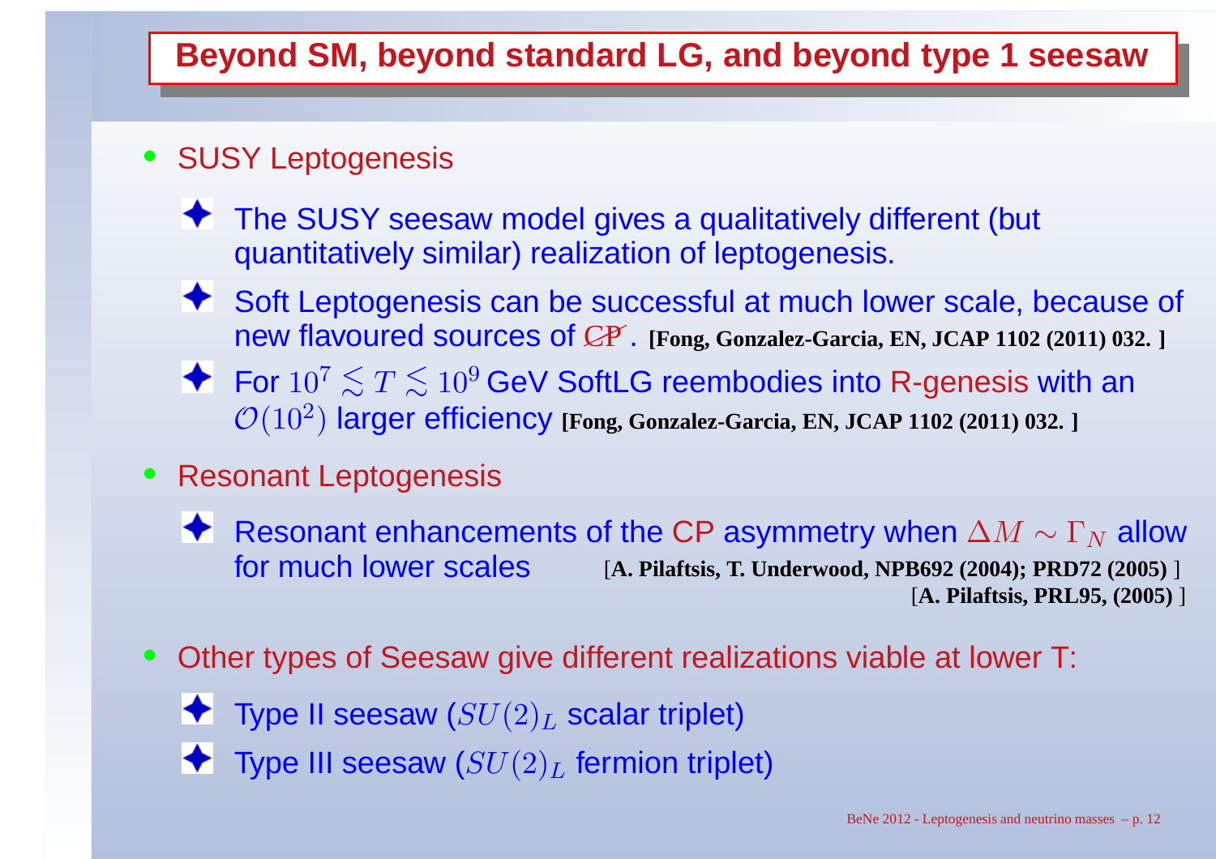# Beyond SM, beyond standard LG, and beyond type 1 seesaw

- SUSY Leptogenesis
  - The SUSY seesaw model gives a qualitatively different (but quantitatively similar) realization of leptogenesis.
  - Soft Leptogenesis can be successful at much lower scale, because of new flavoured sources of $\not{CP}$. **[Fong, Gonzalez-Garcia, EN, JCAP 1102 (2011) 032. ]**
  - For $10^7 \lesssim T \lesssim 10^9$ GeV SoftLG reembodies into R-genesis with an $\mathcal{O}(10^2)$ larger efficiency **[Fong, Gonzalez-Garcia, EN, JCAP 1102 (2011) 032. ]**
- Resonant Leptogenesis
  - Resonant enhancements of the CP asymmetry when $\Delta M \sim \Gamma_N$ allow for much lower scales [**A. Pilaftsis, T. Underwood, NPB692 (2004); PRD72 (2005)** ] [**A. Pilaftsis, PRL95, (2005)** ]
- Other types of Seesaw give different realizations viable at lower T:
  - Type II seesaw ($SU(2)_L$ scalar triplet)
  - Type III seesaw ($SU(2)_L$ fermion triplet)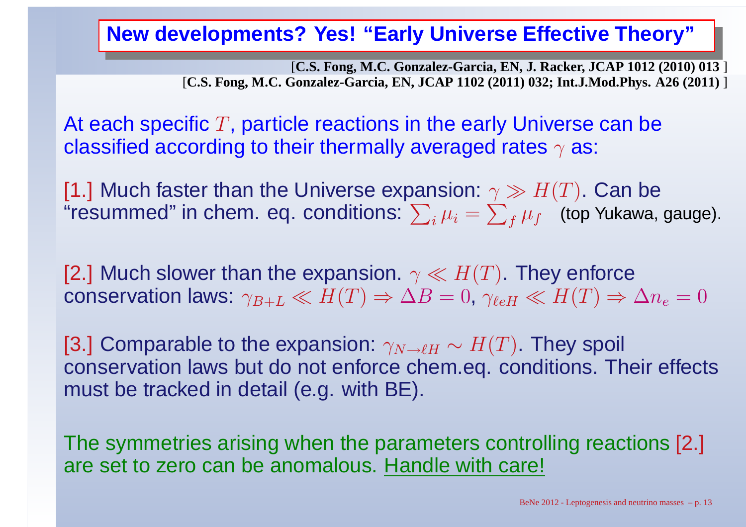## New developments? Yes! “Early Universe Effective Theory”

[C.S. Fong, M.C. Gonzalez-Garcia, EN, J. Racker, JCAP 1012 (2010) 013 ]
[C.S. Fong, M.C. Gonzalez-Garcia, EN, JCAP 1102 (2011) 032; Int.J.Mod.Phys. A26 (2011) ]

At each specific $T$, particle reactions in the early Universe can be classified according to their thermally averaged rates $\gamma$ as:

[1.] Much faster than the Universe expansion: $\gamma \gg H(T)$. Can be “resummed” in chem. eq. conditions: $\sum_i \mu_i = \sum_f \mu_f$ (top Yukawa, gauge).

[2.] Much slower than the expansion. $\gamma \ll H(T)$. They enforce conservation laws: $\gamma_{B+L} \ll H(T) \Rightarrow \Delta B = 0$, $\gamma_{\ell e H} \ll H(T) \Rightarrow \Delta n_e = 0$

[3.] Comparable to the expansion: $\gamma_{N \to \ell H} \sim H(T)$. They spoil conservation laws but do not enforce chem.eq. conditions. Their effects must be tracked in detail (e.g. with BE).

The symmetries arising when the parameters controlling reactions [2.] are set to zero can be anomalous. Handle with care!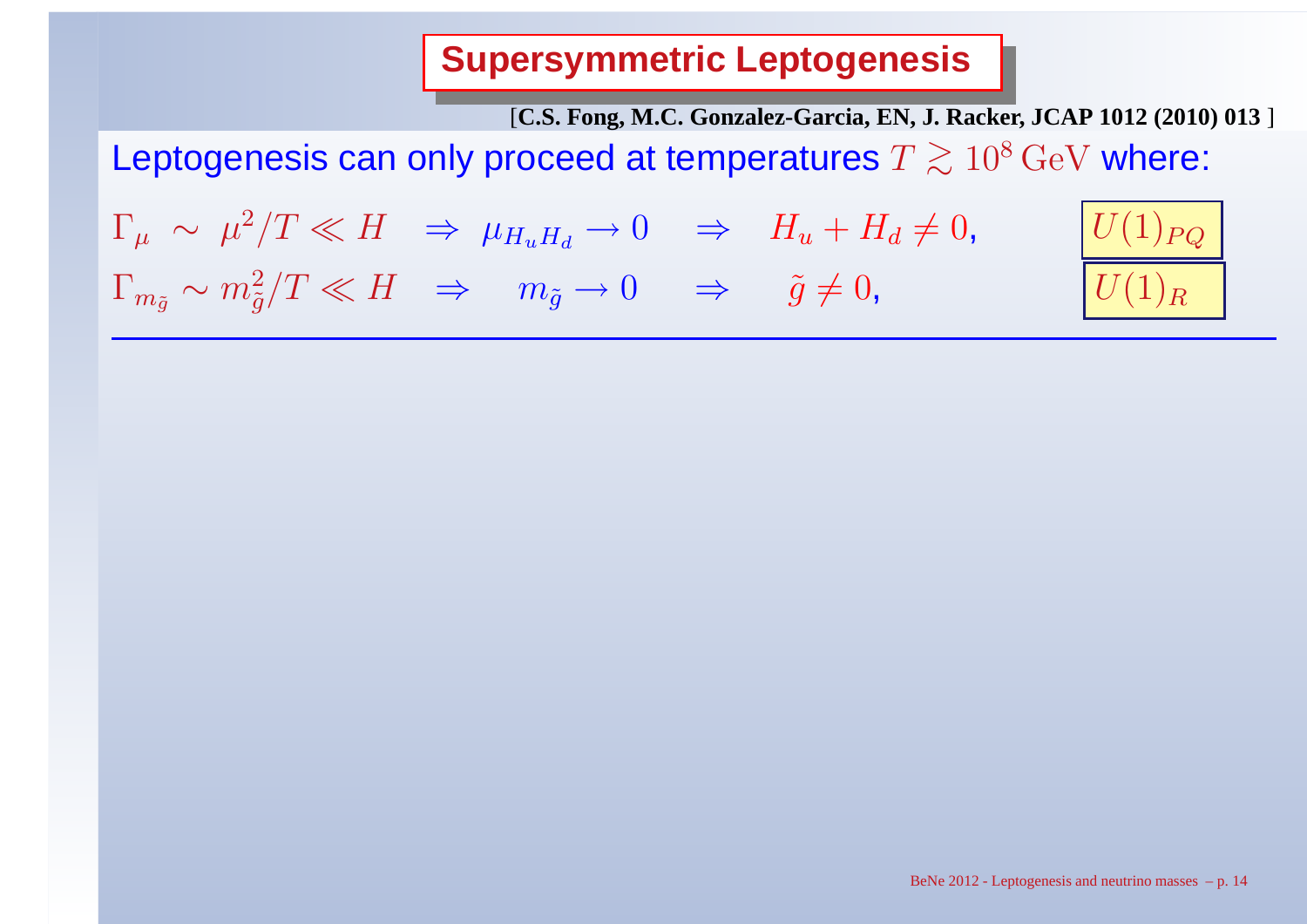# Supersymmetric Leptogenesis

[C.S. Fong, M.C. Gonzalez-Garcia, EN, J. Racker, JCAP 1012 (2010) 013 ]

Leptogenesis can only proceed at temperatures $T \gtrsim 10^8\,\mathrm{GeV}$ where:

$$\Gamma_\mu \sim \mu^2/T \ll H \quad \Rightarrow \quad \mu_{H_u H_d} \to 0 \quad \Rightarrow \quad H_u + H_d \neq 0, \qquad U(1)_{PQ}$$

$$\Gamma_{m_{\tilde{g}}} \sim m_{\tilde{g}}^2/T \ll H \quad \Rightarrow \quad m_{\tilde{g}} \to 0 \quad \Rightarrow \quad \tilde{g} \neq 0, \qquad U(1)_R$$

---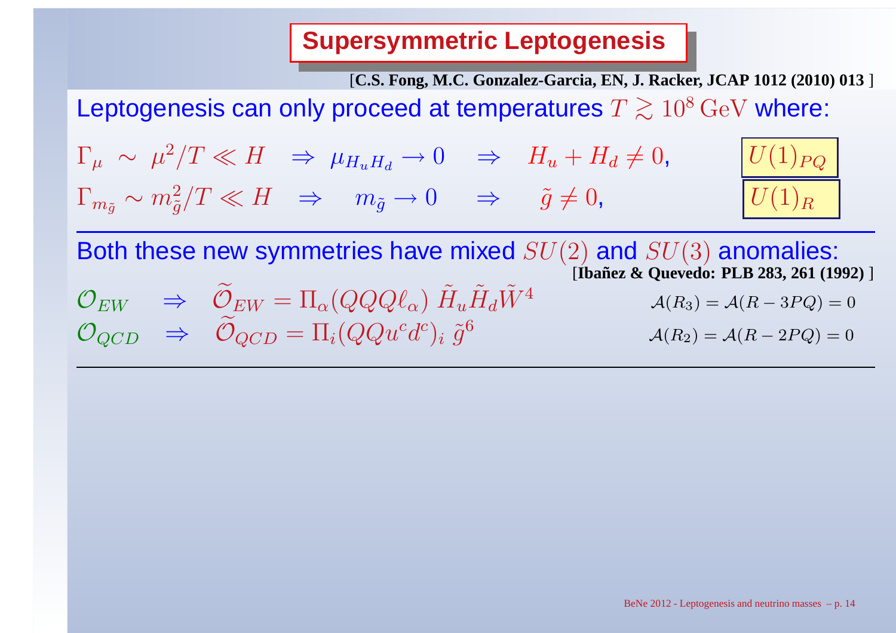# Supersymmetric Leptogenesis

[C.S. Fong, M.C. Gonzalez-Garcia, EN, J. Racker, JCAP 1012 (2010) 013 ]

Leptogenesis can only proceed at temperatures $T \gtrsim 10^8\,\mathrm{GeV}$ where:

$$\Gamma_\mu \sim \mu^2/T \ll H \quad \Rightarrow \quad \mu_{H_u H_d} \to 0 \quad \Rightarrow \quad H_u + H_d \neq 0, \qquad U(1)_{PQ}$$

$$\Gamma_{m_{\tilde{g}}} \sim m_{\tilde{g}}^2/T \ll H \quad \Rightarrow \quad m_{\tilde{g}} \to 0 \quad \Rightarrow \quad \tilde{g} \neq 0, \qquad U(1)_R$$

---

Both these new symmetries have mixed $SU(2)$ and $SU(3)$ anomalies:
[Ibañez & Quevedo: PLB 283, 261 (1992) ]

$$\mathcal{O}_{EW} \quad \Rightarrow \quad \widetilde{\mathcal{O}}_{EW} = \Pi_\alpha (QQQ\ell_\alpha)\, \tilde{H}_u \tilde{H}_d \tilde{W}^4 \qquad \mathcal{A}(R_3) = \mathcal{A}(R - 3PQ) = 0$$

$$\mathcal{O}_{QCD} \quad \Rightarrow \quad \widetilde{\mathcal{O}}_{QCD} = \Pi_i (QQu^c d^c)_i\, \tilde{g}^6 \qquad \mathcal{A}(R_2) = \mathcal{A}(R - 2PQ) = 0$$

---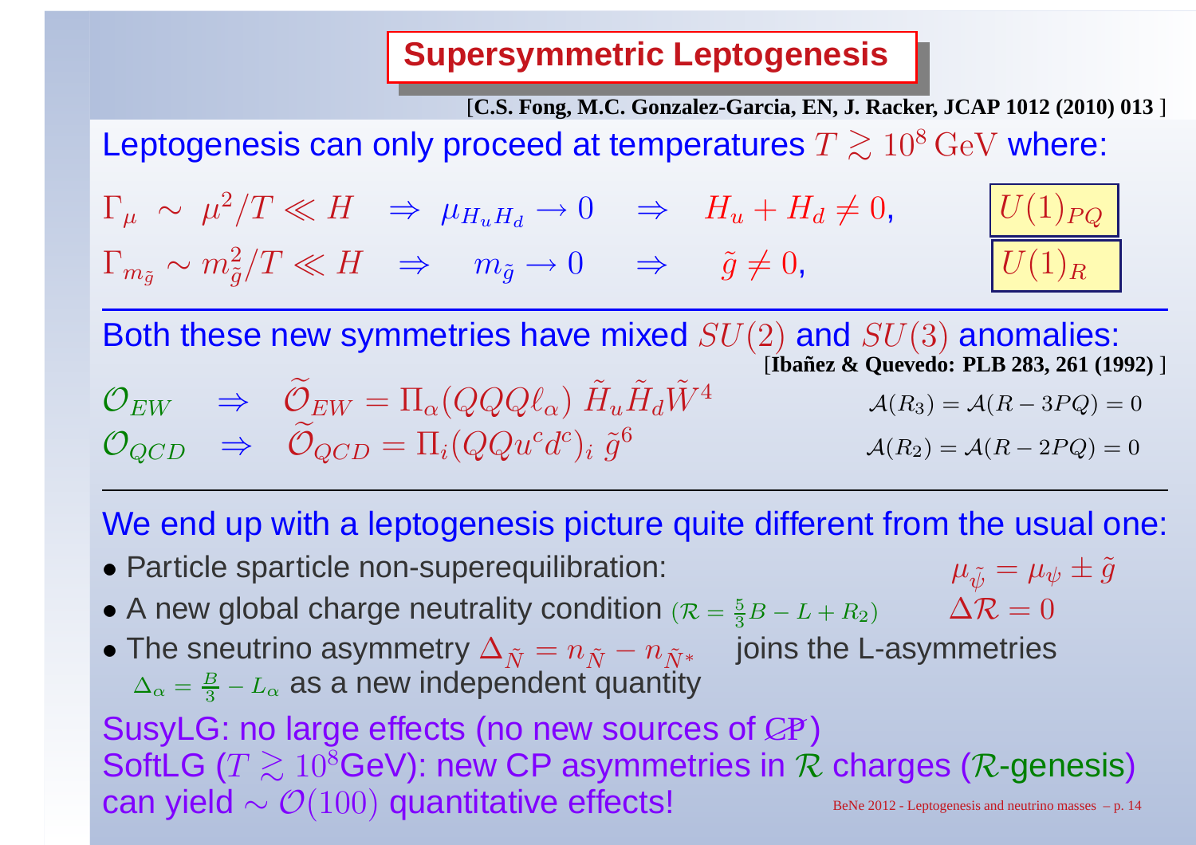# Supersymmetric Leptogenesis

[C.S. Fong, M.C. Gonzalez-Garcia, EN, J. Racker, JCAP 1012 (2010) 013 ]

Leptogenesis can only proceed at temperatures $T \gtrsim 10^8\,\mathrm{GeV}$ where:

$$\Gamma_\mu \sim \mu^2/T \ll H \quad \Rightarrow \quad \mu_{H_u H_d} \to 0 \quad \Rightarrow \quad H_u + H_d \neq 0, \qquad U(1)_{PQ}$$

$$\Gamma_{m_{\tilde g}} \sim m_{\tilde g}^2/T \ll H \quad \Rightarrow \quad m_{\tilde g} \to 0 \quad \Rightarrow \quad \tilde g \neq 0, \qquad U(1)_R$$

---

Both these new symmetries have mixed $SU(2)$ and $SU(3)$ anomalies:

[Ibañez & Quevedo: PLB 283, 261 (1992) ]

$$\mathcal{O}_{EW} \quad \Rightarrow \quad \widetilde{\mathcal{O}}_{EW} = \Pi_\alpha (QQQ\ell_\alpha)\, \tilde H_u \tilde H_d \tilde W^4 \qquad \mathcal{A}(R_3) = \mathcal{A}(R - 3PQ) = 0$$

$$\mathcal{O}_{QCD} \quad \Rightarrow \quad \widetilde{\mathcal{O}}_{QCD} = \Pi_i (QQu^c d^c)_i\, \tilde g^6 \qquad \mathcal{A}(R_2) = \mathcal{A}(R - 2PQ) = 0$$

---

We end up with a leptogenesis picture quite different from the usual one:

- Particle sparticle non-superequilibration: $\quad \mu_{\tilde\psi} = \mu_\psi \pm \tilde g$
- A new global charge neutrality condition $(\mathcal{R} = \frac{5}{3}B - L + R_2)$ $\quad \Delta\mathcal{R} = 0$
- The sneutrino asymmetry $\Delta_{\tilde N} = n_{\tilde N} - n_{\tilde N^*}$ joins the L-asymmetries $\Delta_\alpha = \frac{B}{3} - L_\alpha$ as a new independent quantity

SusyLG: no large effects (no new sources of $\not{C}\not{P}$)
SoftLG ($T \gtrsim 10^8$GeV): new CP asymmetries in $\mathcal{R}$ charges ($\mathcal{R}$-genesis) can yield $\sim \mathcal{O}(100)$ quantitative effects!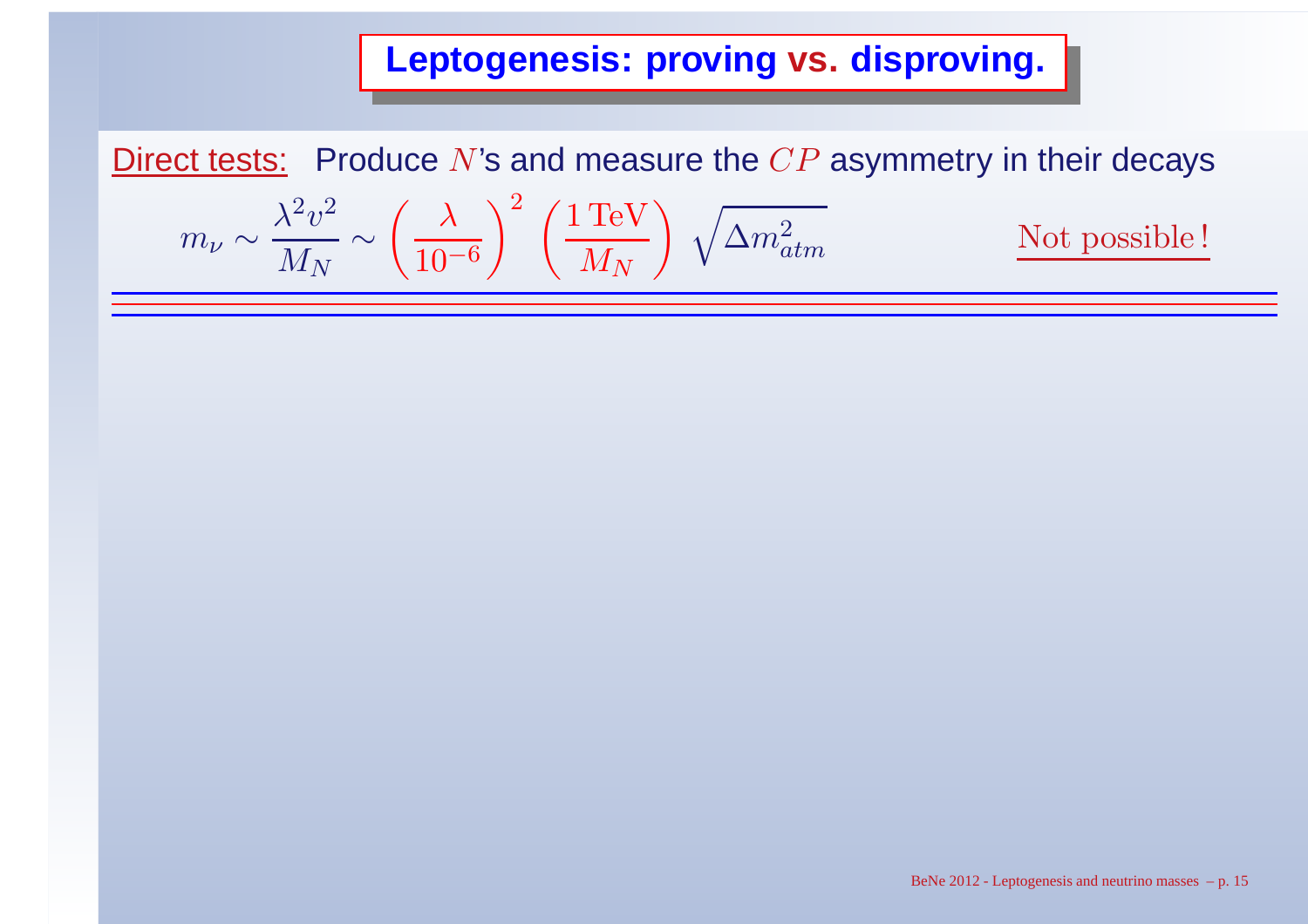# Leptogenesis: proving vs. disproving.

Direct tests: Produce $N$'s and measure the $CP$ asymmetry in their decays

$$m_\nu \sim \frac{\lambda^2 v^2}{M_N} \sim \left(\frac{\lambda}{10^{-6}}\right)^2 \left(\frac{1\,\mathrm{TeV}}{M_N}\right) \sqrt{\Delta m^2_{atm}} \qquad \text{Not possible!}$$

---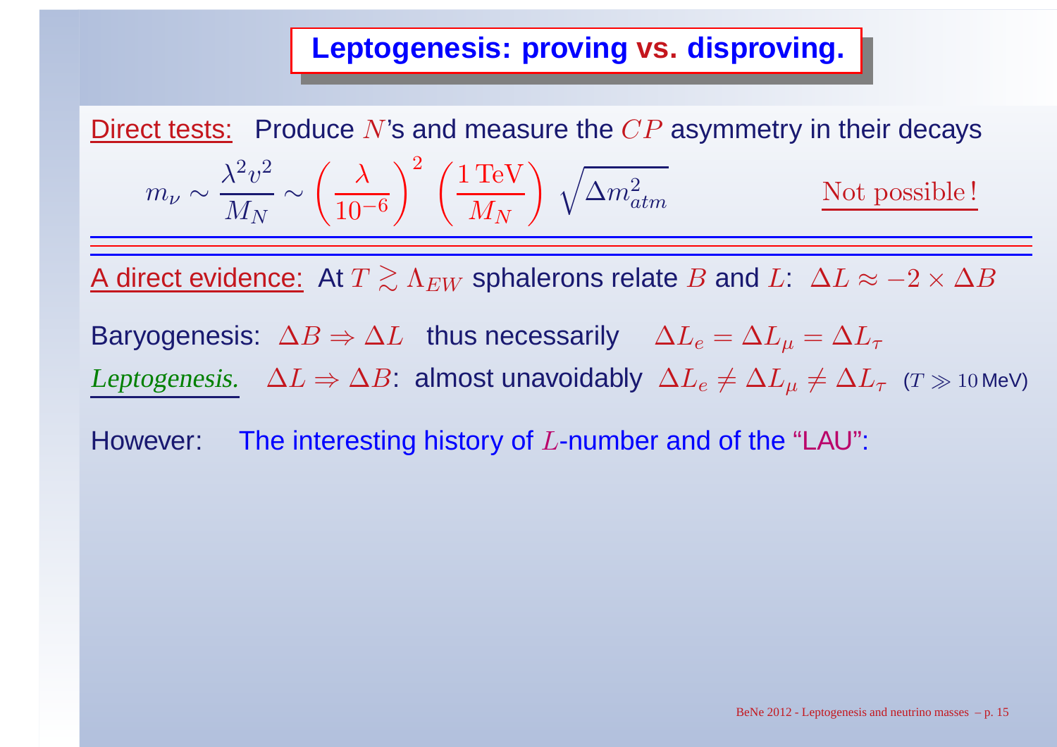# Leptogenesis: proving vs. disproving.

Direct tests: Produce $N$'s and measure the $CP$ asymmetry in their decays

$$m_\nu \sim \frac{\lambda^2 v^2}{M_N} \sim \left(\frac{\lambda}{10^{-6}}\right)^2 \left(\frac{1\,\mathrm{TeV}}{M_N}\right) \sqrt{\Delta m^2_{atm}} \qquad \text{Not possible!}$$

---

A direct evidence: At $T \gtrsim \Lambda_{EW}$ sphalerons relate $B$ and $L$: $\Delta L \approx -2 \times \Delta B$

Baryogenesis: $\Delta B \Rightarrow \Delta L$ thus necessarily $\Delta L_e = \Delta L_\mu = \Delta L_\tau$

*Leptogenesis.* $\Delta L \Rightarrow \Delta B$: almost unavoidably $\Delta L_e \neq \Delta L_\mu \neq \Delta L_\tau$ ($T \gg 10$ MeV)

However: The interesting history of $L$-number and of the "LAU":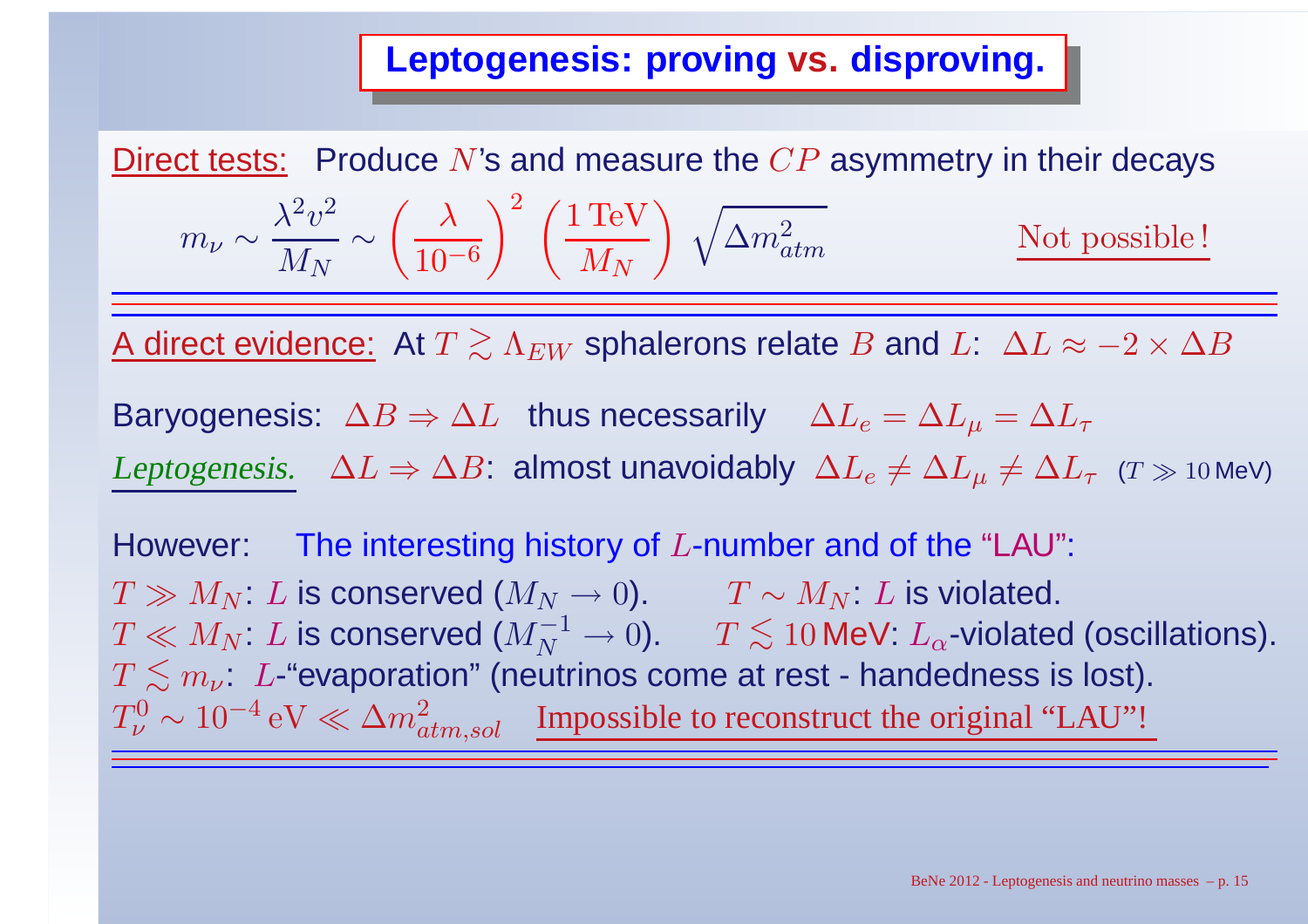# Leptogenesis: proving vs. disproving.

Direct tests: Produce $N$'s and measure the $CP$ asymmetry in their decays

$$m_\nu \sim \frac{\lambda^2 v^2}{M_N} \sim \left(\frac{\lambda}{10^{-6}}\right)^2 \left(\frac{1\,\mathrm{TeV}}{M_N}\right) \sqrt{\Delta m^2_{atm}}$$

Not possible!

---

A direct evidence: At $T \gtrsim \Lambda_{EW}$ sphalerons relate $B$ and $L$: $\Delta L \approx -2 \times \Delta B$

Baryogenesis: $\Delta B \Rightarrow \Delta L$ thus necessarily $\Delta L_e = \Delta L_\mu = \Delta L_\tau$

*Leptogenesis.* $\Delta L \Rightarrow \Delta B$: almost unavoidably $\Delta L_e \neq \Delta L_\mu \neq \Delta L_\tau$ ($T \gg 10$ MeV)

However: The interesting history of $L$-number and of the "LAU":

$T \gg M_N$: $L$ is conserved ($M_N \to 0$). $T \sim M_N$: $L$ is violated.

$T \ll M_N$: $L$ is conserved ($M_N^{-1} \to 0$). $T \lesssim 10$ MeV: $L_\alpha$-violated (oscillations).

$T \lesssim m_\nu$: $L$-"evaporation" (neutrinos come at rest - handedness is lost).

$T^0_\nu \sim 10^{-4}\,\mathrm{eV} \ll \Delta m^2_{atm,sol}$ Impossible to reconstruct the original "LAU"!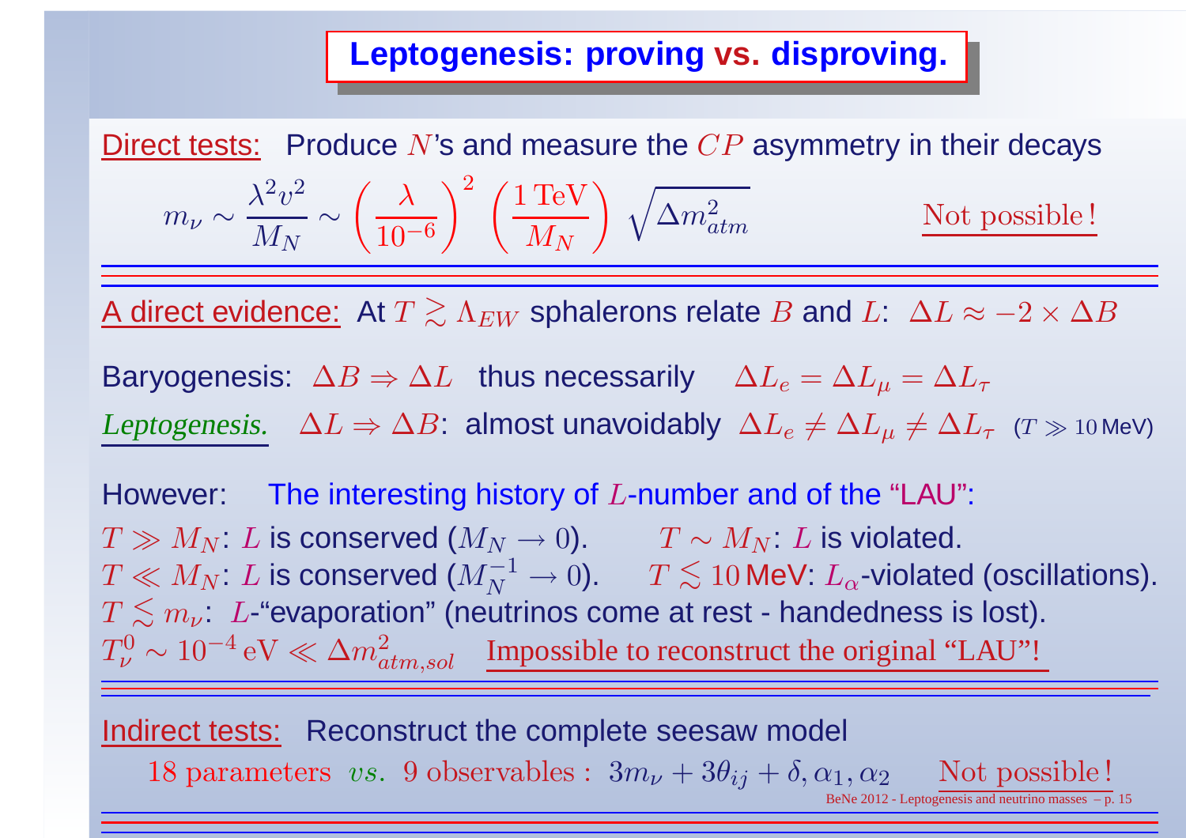# Leptogenesis: proving vs. disproving.

Direct tests: Produce $N$'s and measure the $CP$ asymmetry in their decays

$$m_\nu \sim \frac{\lambda^2 v^2}{M_N} \sim \left(\frac{\lambda}{10^{-6}}\right)^2 \left(\frac{1\,\mathrm{TeV}}{M_N}\right) \sqrt{\Delta m^2_{atm}} \qquad \text{Not possible!}$$

---

A direct evidence: At $T \gtrsim \Lambda_{EW}$ sphalerons relate $B$ and $L$: $\Delta L \approx -2 \times \Delta B$

Baryogenesis: $\Delta B \Rightarrow \Delta L$ thus necessarily $\Delta L_e = \Delta L_\mu = \Delta L_\tau$

*Leptogenesis.* $\Delta L \Rightarrow \Delta B$: almost unavoidably $\Delta L_e \neq \Delta L_\mu \neq \Delta L_\tau$ ($T \gg 10$ MeV)

However: The interesting history of $L$-number and of the "LAU":

$T \gg M_N$: $L$ is conserved ($M_N \to 0$). $T \sim M_N$: $L$ is violated.

$T \ll M_N$: $L$ is conserved ($M_N^{-1} \to 0$). $T \lesssim 10$ MeV: $L_\alpha$-violated (oscillations).

$T \lesssim m_\nu$: $L$-"evaporation" (neutrinos come at rest - handedness is lost).

$T_\nu^0 \sim 10^{-4}\,\mathrm{eV} \ll \Delta m^2_{atm,sol}$ Impossible to reconstruct the original "LAU"!

---

Indirect tests: Reconstruct the complete seesaw model

$$18 \text{ parameters } \textit{vs.} \text{ 9 observables}: \; 3m_\nu + 3\theta_{ij} + \delta, \alpha_1, \alpha_2 \qquad \text{Not possible!}$$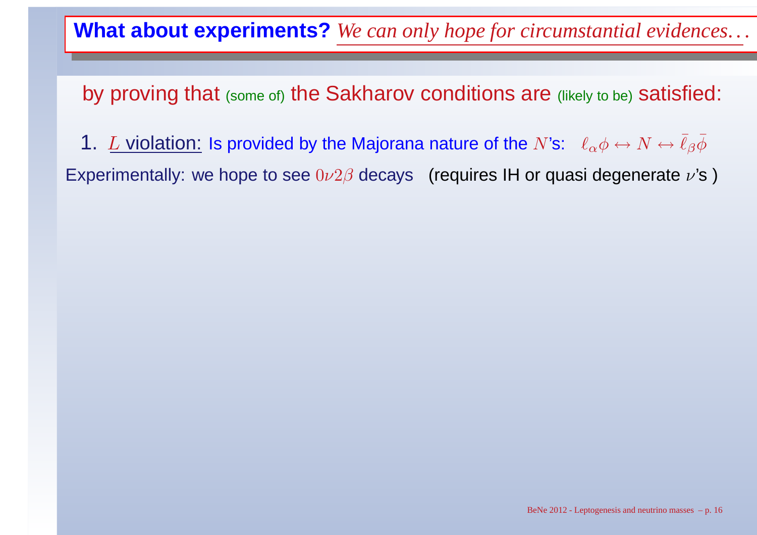## **What about experiments?** *We can only hope for circumstantial evidences...*

by proving that (some of) the Sakharov conditions are (likely to be) satisfied:

1. $L$ violation: Is provided by the Majorana nature of the $N$'s: $\ell_\alpha \phi \leftrightarrow N \leftrightarrow \bar{\ell}_\beta \bar{\phi}$

Experimentally: we hope to see $0\nu 2\beta$ decays (requires IH or quasi degenerate $\nu$'s )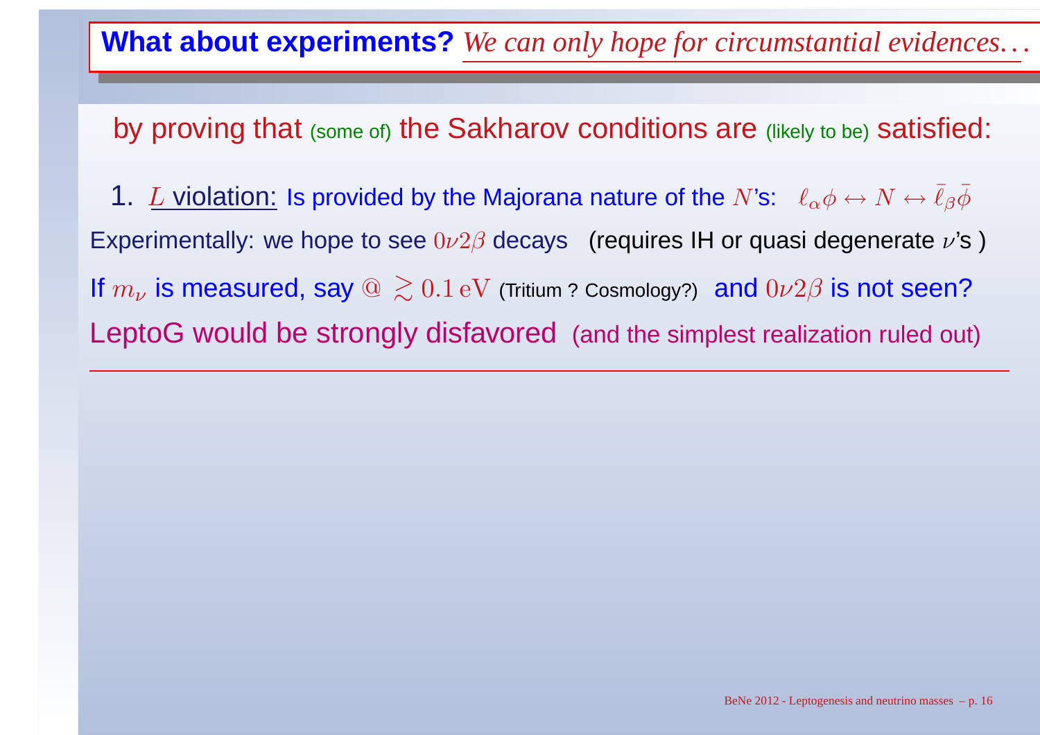## What about experiments? *We can only hope for circumstantial evidences...*

by proving that (some of) the Sakharov conditions are (likely to be) satisfied:

1. $\underline{L}$ violation: Is provided by the Majorana nature of the $N$'s: $\ell_\alpha \phi \leftrightarrow N \leftrightarrow \bar{\ell}_\beta \bar{\phi}$

Experimentally: we hope to see $0\nu 2\beta$ decays (requires IH or quasi degenerate $\nu$'s )

If $m_\nu$ is measured, say @ $\gtrsim 0.1\,\mathrm{eV}$ (Tritium ? Cosmology?) and $0\nu 2\beta$ is not seen?

LeptoG would be strongly disfavored (and the simplest realization ruled out)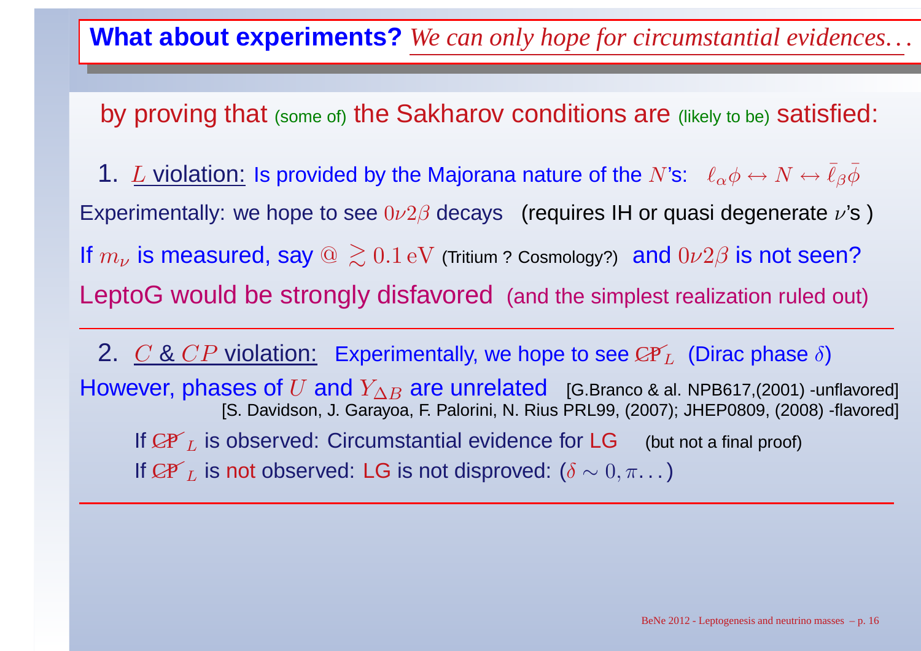## **What about experiments?** *We can only hope for circumstantial evidences...*

by proving that (some of) the Sakharov conditions are (likely to be) satisfied:

1. $L$ violation: Is provided by the Majorana nature of the $N$'s: $\ell_\alpha \phi \leftrightarrow N \leftrightarrow \bar{\ell}_\beta \bar{\phi}$

Experimentally: we hope to see $0\nu 2\beta$ decays (requires IH or quasi degenerate $\nu$'s )

If $m_\nu$ is measured, say @ $\gtrsim 0.1\,\mathrm{eV}$ (Tritium ? Cosmology?) and $0\nu 2\beta$ is not seen?

LeptoG would be strongly disfavored (and the simplest realization ruled out)

---

2. $C$ & $CP$ violation: Experimentally, we hope to see $\not{CP}_L$ (Dirac phase $\delta$)

However, phases of $U$ and $Y_{\Delta B}$ are unrelated [G.Branco & al. NPB617,(2001) -unflavored]
[S. Davidson, J. Garayoa, F. Palorini, N. Rius PRL99, (2007); JHEP0809, (2008) -flavored]

If $\not{CP}_L$ is observed: Circumstantial evidence for LG (but not a final proof)

If $\not{CP}_L$ is not observed: LG is not disproved: ($\delta \sim 0, \pi \ldots$)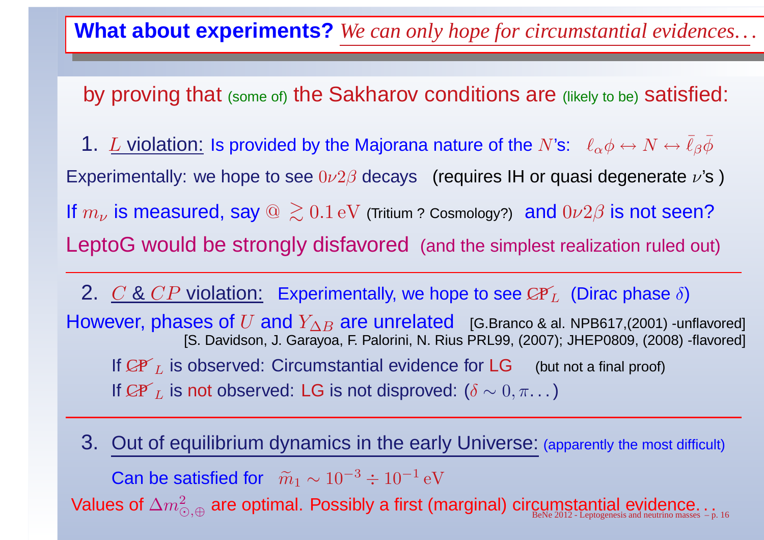## **What about experiments?** *We can only hope for circumstantial evidences…*

by proving that (some of) the Sakharov conditions are (likely to be) satisfied:

1. $L$ violation: Is provided by the Majorana nature of the $N$'s: $\ell_\alpha \phi \leftrightarrow N \leftrightarrow \bar{\ell}_\beta \bar{\phi}$

Experimentally: we hope to see $0\nu2\beta$ decays (requires IH or quasi degenerate $\nu$'s )

If $m_\nu$ is measured, say @ $\gtrsim 0.1\,\mathrm{eV}$ (Tritium ? Cosmology?) and $0\nu2\beta$ is not seen?

LeptoG would be strongly disfavored (and the simplest realization ruled out)

---

2. $C$ & $CP$ violation: Experimentally, we hope to see $\not{CP}_L$ (Dirac phase $\delta$)

However, phases of $U$ and $Y_{\Delta B}$ are unrelated [G.Branco & al. NPB617,(2001) -unflavored] [S. Davidson, J. Garayoa, F. Palorini, N. Rius PRL99, (2007); JHEP0809, (2008) -flavored]

If $\not{CP}_L$ is observed: Circumstantial evidence for LG (but not a final proof)

If $\not{CP}_L$ is not observed: LG is not disproved: ($\delta \sim 0, \pi \ldots$)

---

3. Out of equilibrium dynamics in the early Universe: (apparently the most difficult)

Can be satisfied for $\widetilde{m}_1 \sim 10^{-3} \div 10^{-1}\,\mathrm{eV}$

Values of $\Delta m^2_{\odot,\oplus}$ are optimal. Possibly a first (marginal) circumstantial evidence…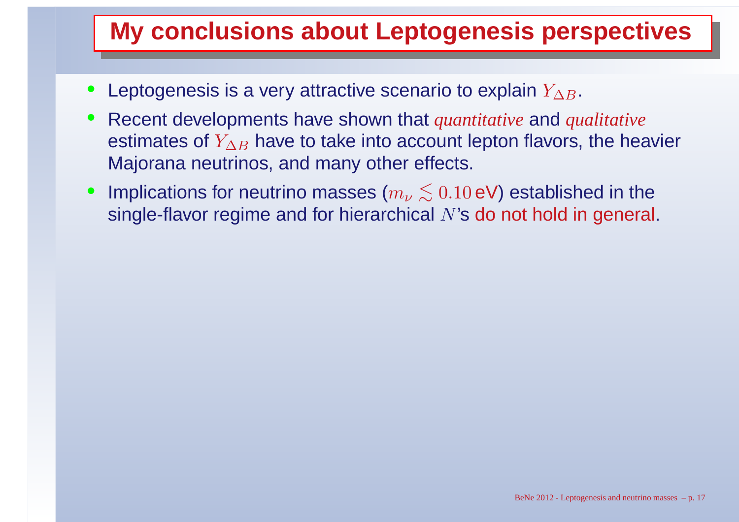# My conclusions about Leptogenesis perspectives

- Leptogenesis is a very attractive scenario to explain $Y_{\Delta B}$.
- Recent developments have shown that *quantitative* and *qualitative* estimates of $Y_{\Delta B}$ have to take into account lepton flavors, the heavier Majorana neutrinos, and many other effects.
- Implications for neutrino masses ($m_\nu \lesssim 0.10\,$eV) established in the single-flavor regime and for hierarchical $N$'s do not hold in general.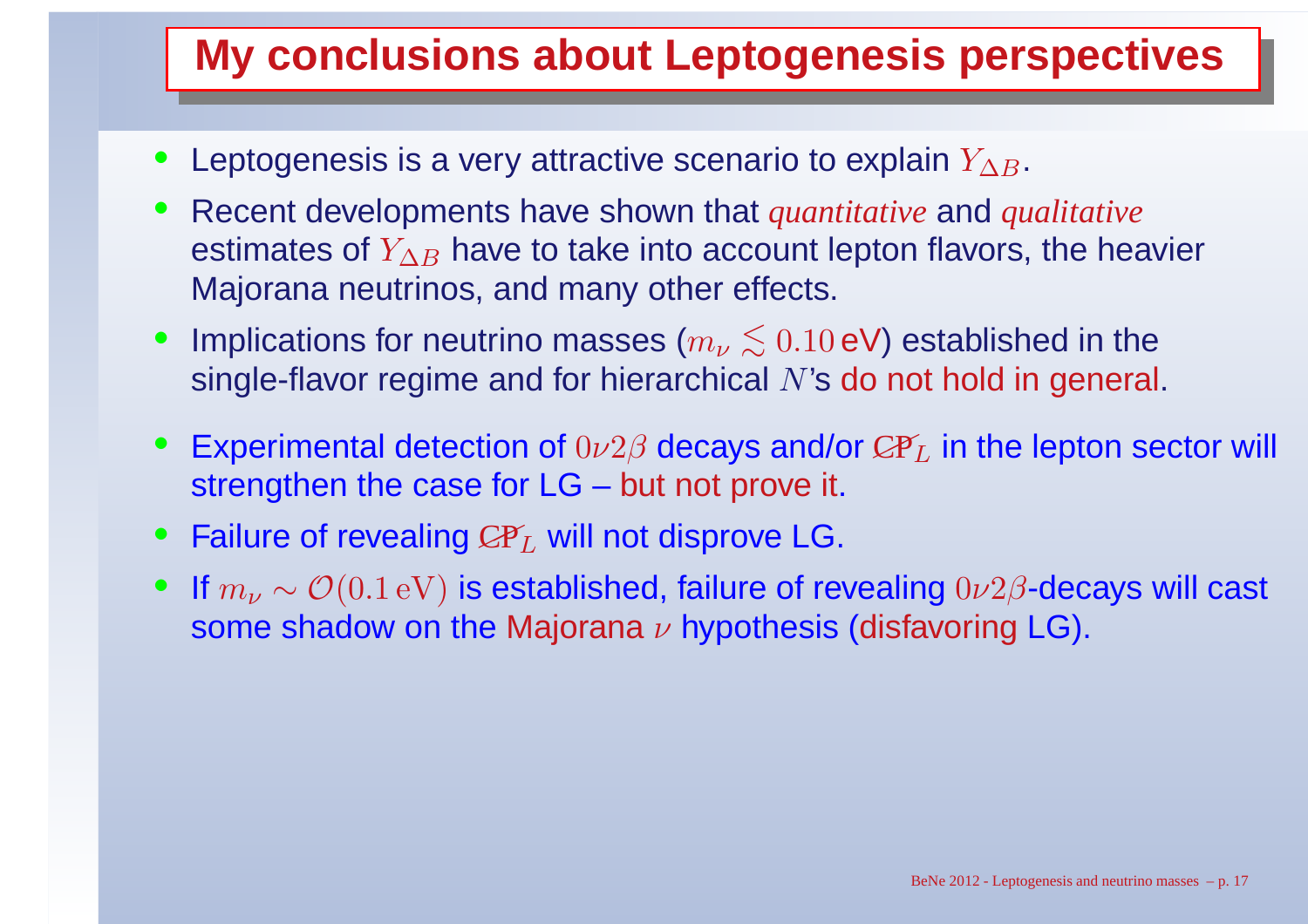# My conclusions about Leptogenesis perspectives

- Leptogenesis is a very attractive scenario to explain $Y_{\Delta B}$.
- Recent developments have shown that *quantitative* and *qualitative* estimates of $Y_{\Delta B}$ have to take into account lepton flavors, the heavier Majorana neutrinos, and many other effects.
- Implications for neutrino masses ($m_\nu \lesssim 0.10\,\text{eV}$) established in the single-flavor regime and for hierarchical $N$'s do not hold in general.
- Experimental detection of $0\nu2\beta$ decays and/or $\not{C}\not{P}_L$ in the lepton sector will strengthen the case for LG – but not prove it.
- Failure of revealing $\not{C}\not{P}_L$ will not disprove LG.
- If $m_\nu \sim \mathcal{O}(0.1\,\mathrm{eV})$ is established, failure of revealing $0\nu2\beta$-decays will cast some shadow on the Majorana $\nu$ hypothesis (disfavoring LG).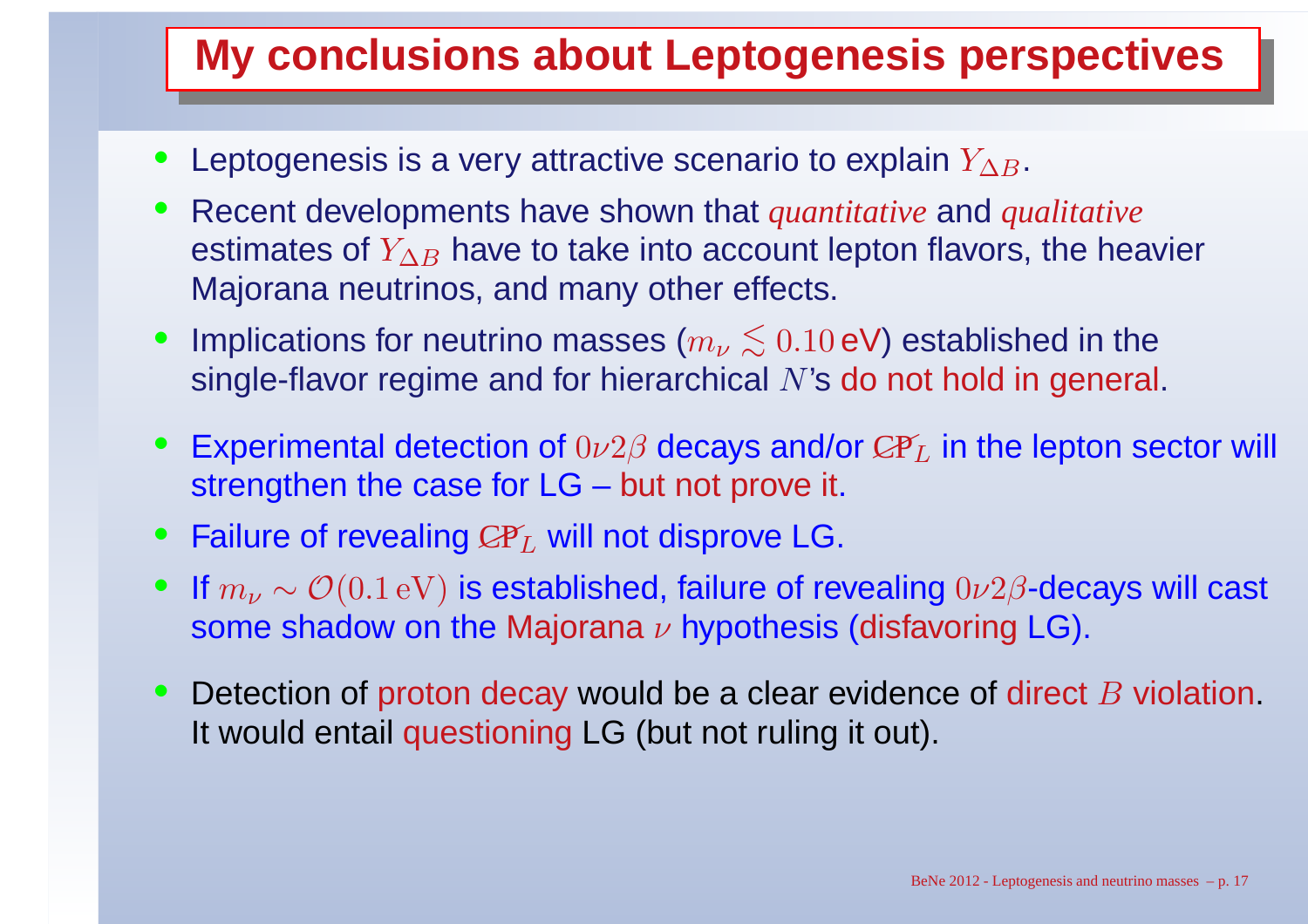# My conclusions about Leptogenesis perspectives

- Leptogenesis is a very attractive scenario to explain $Y_{\Delta B}$.
- Recent developments have shown that *quantitative* and *qualitative* estimates of $Y_{\Delta B}$ have to take into account lepton flavors, the heavier Majorana neutrinos, and many other effects.
- Implications for neutrino masses ($m_\nu \lesssim 0.10\,\text{eV}$) established in the single-flavor regime and for hierarchical $N$'s do not hold in general.
- Experimental detection of $0\nu 2\beta$ decays and/or $\not{CP}_L$ in the lepton sector will strengthen the case for LG – but not prove it.
- Failure of revealing $\not{CP}_L$ will not disprove LG.
- If $m_\nu \sim \mathcal{O}(0.1\,\text{eV})$ is established, failure of revealing $0\nu 2\beta$-decays will cast some shadow on the Majorana $\nu$ hypothesis (disfavoring LG).
- Detection of proton decay would be a clear evidence of direct $B$ violation. It would entail questioning LG (but not ruling it out).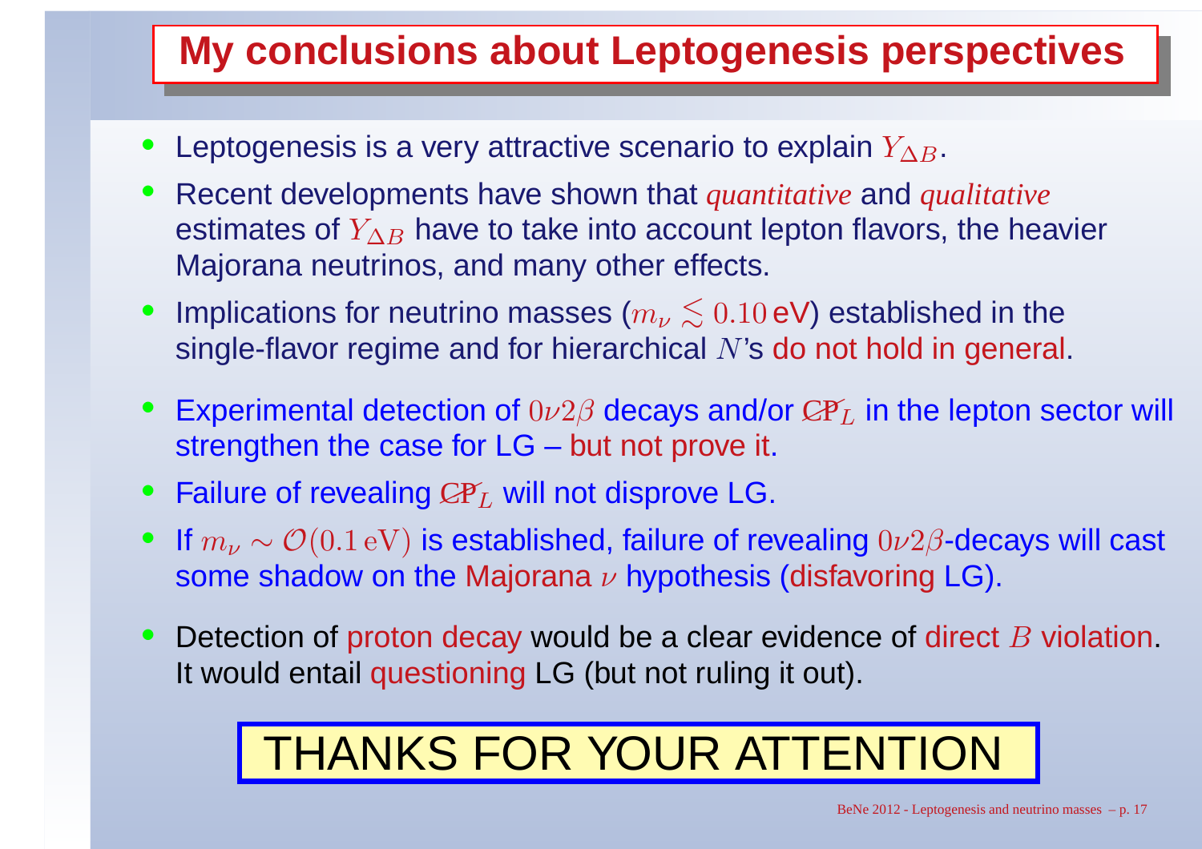# My conclusions about Leptogenesis perspectives

- Leptogenesis is a very attractive scenario to explain $Y_{\Delta B}$.
- Recent developments have shown that *quantitative* and *qualitative* estimates of $Y_{\Delta B}$ have to take into account lepton flavors, the heavier Majorana neutrinos, and many other effects.
- Implications for neutrino masses ($m_\nu \lesssim 0.10\,\text{eV}$) established in the single-flavor regime and for hierarchical $N$'s do not hold in general.
- Experimental detection of $0\nu2\beta$ decays and/or $\not{CP}_L$ in the lepton sector will strengthen the case for LG – but not prove it.
- Failure of revealing $\not{CP}_L$ will not disprove LG.
- If $m_\nu \sim \mathcal{O}(0.1\,\text{eV})$ is established, failure of revealing $0\nu2\beta$-decays will cast some shadow on the Majorana $\nu$ hypothesis (disfavoring LG).
- Detection of proton decay would be a clear evidence of direct $B$ violation. It would entail questioning LG (but not ruling it out).

**THANKS FOR YOUR ATTENTION**